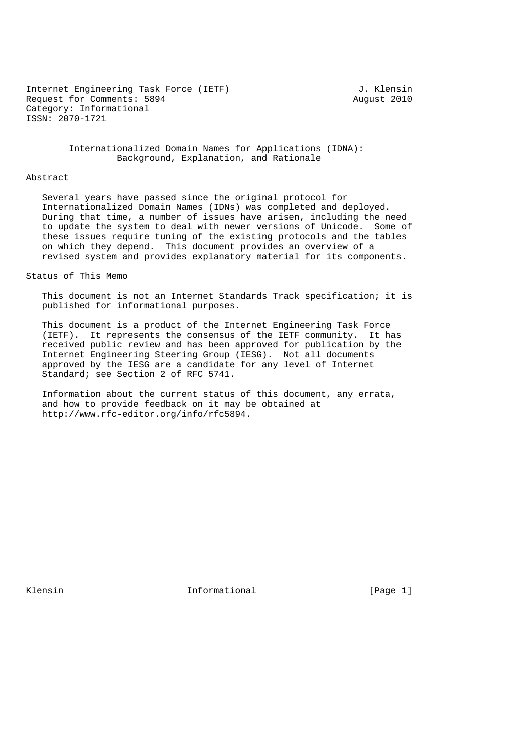Internet Engineering Task Force (IETF)                        J. Klensin
Request for Comments: 5894                                   August 2010
Category: Informational
ISSN: 2070-1721

# Internationalized Domain Names for Applications (IDNA): Background, Explanation, and Rationale

## Abstract

Several years have passed since the original protocol for Internationalized Domain Names (IDNs) was completed and deployed. During that time, a number of issues have arisen, including the need to update the system to deal with newer versions of Unicode. Some of these issues require tuning of the existing protocols and the tables on which they depend. This document provides an overview of a revised system and provides explanatory material for its components.

## Status of This Memo

This document is not an Internet Standards Track specification; it is published for informational purposes.

This document is a product of the Internet Engineering Task Force (IETF). It represents the consensus of the IETF community. It has received public review and has been approved for publication by the Internet Engineering Steering Group (IESG). Not all documents approved by the IESG are a candidate for any level of Internet Standard; see Section 2 of RFC 5741.

Information about the current status of this document, any errata, and how to provide feedback on it may be obtained at http://www.rfc-editor.org/info/rfc5894.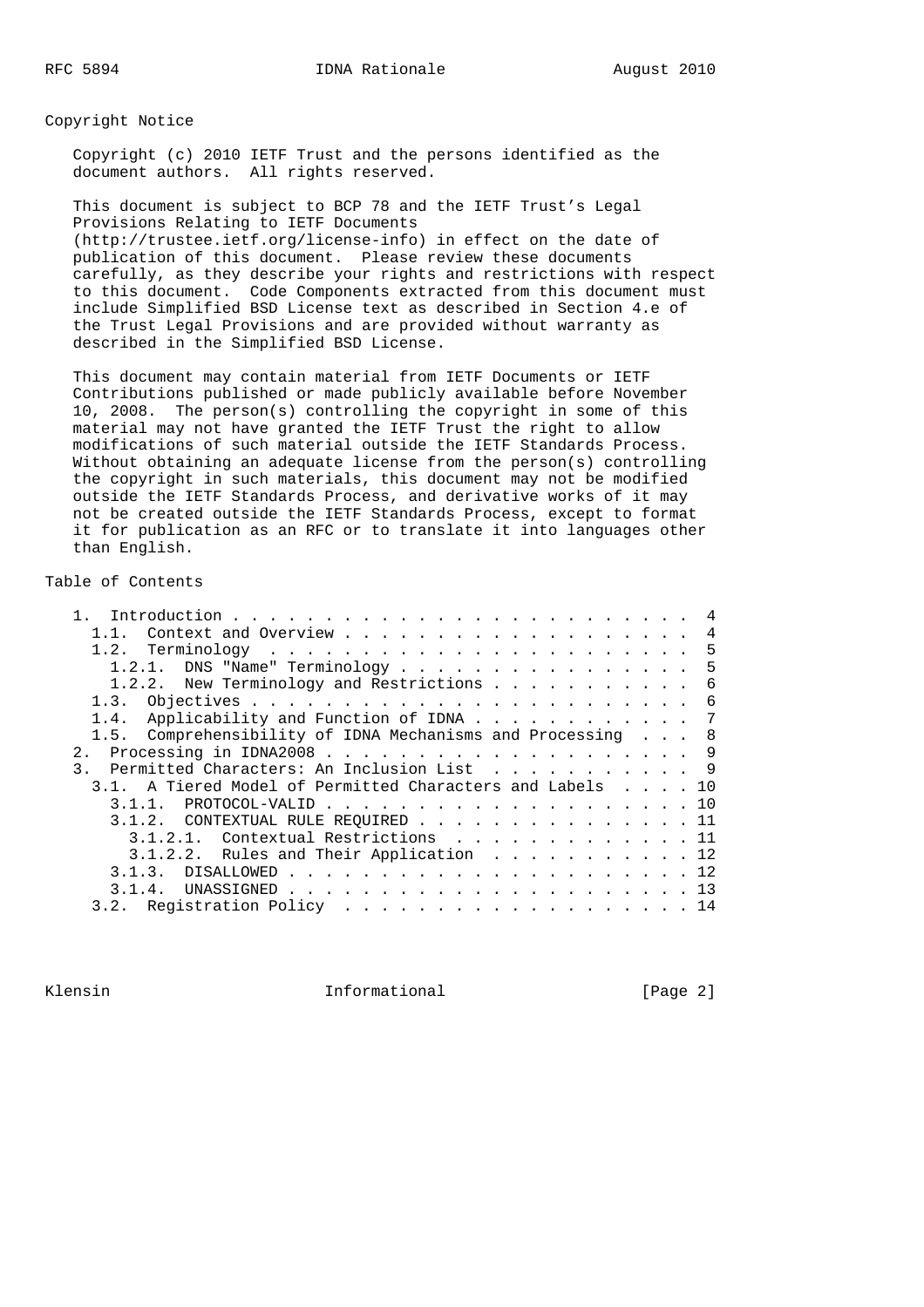## Copyright Notice

Copyright (c) 2010 IETF Trust and the persons identified as the document authors. All rights reserved.

This document is subject to BCP 78 and the IETF Trust's Legal Provisions Relating to IETF Documents (http://trustee.ietf.org/license-info) in effect on the date of publication of this document. Please review these documents carefully, as they describe your rights and restrictions with respect to this document. Code Components extracted from this document must include Simplified BSD License text as described in Section 4.e of the Trust Legal Provisions and are provided without warranty as described in the Simplified BSD License.

This document may contain material from IETF Documents or IETF Contributions published or made publicly available before November 10, 2008. The person(s) controlling the copyright in some of this material may not have granted the IETF Trust the right to allow modifications of such material outside the IETF Standards Process. Without obtaining an adequate license from the person(s) controlling the copyright in such materials, this document may not be modified outside the IETF Standards Process, and derivative works of it may not be created outside the IETF Standards Process, except to format it for publication as an RFC or to translate it into languages other than English.

## Table of Contents

```
   1.  Introduction . . . . . . . . . . . . . . . . . . . . . . . . .  4
     1.1.  Context and Overview . . . . . . . . . . . . . . . . . . .  4
     1.2.  Terminology  . . . . . . . . . . . . . . . . . . . . . . .  5
       1.2.1.  DNS "Name" Terminology . . . . . . . . . . . . . . . .  5
       1.2.2.  New Terminology and Restrictions . . . . . . . . . . .  6
     1.3.  Objectives . . . . . . . . . . . . . . . . . . . . . . . .  6
     1.4.  Applicability and Function of IDNA . . . . . . . . . . . .  7
     1.5.  Comprehensibility of IDNA Mechanisms and Processing  . . .  8
   2.  Processing in IDNA2008 . . . . . . . . . . . . . . . . . . . .  9
   3.  Permitted Characters: An Inclusion List  . . . . . . . . . . .  9
     3.1.  A Tiered Model of Permitted Characters and Labels  . . . . 10
       3.1.1.  PROTOCOL-VALID . . . . . . . . . . . . . . . . . . . . 10
       3.1.2.  CONTEXTUAL RULE REQUIRED . . . . . . . . . . . . . . . 11
         3.1.2.1.  Contextual Restrictions  . . . . . . . . . . . . . 11
         3.1.2.2.  Rules and Their Application  . . . . . . . . . . . 12
       3.1.3.  DISALLOWED . . . . . . . . . . . . . . . . . . . . . . 12
       3.1.4.  UNASSIGNED . . . . . . . . . . . . . . . . . . . . . . 13
     3.2.  Registration Policy  . . . . . . . . . . . . . . . . . . . 14
```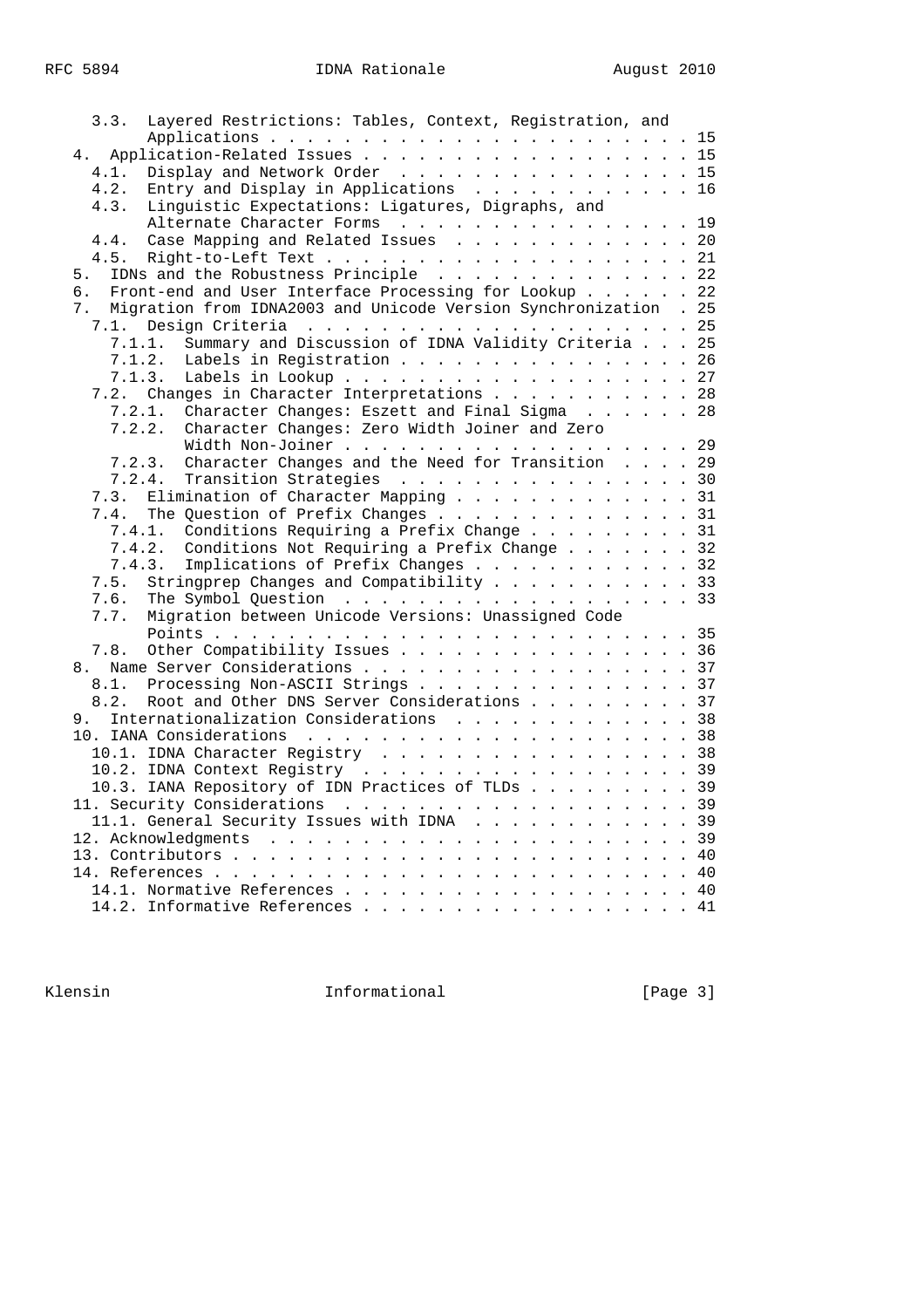```
   3.3.  Layered Restrictions: Tables, Context, Registration, and
         Applications . . . . . . . . . . . . . . . . . . . . . . . . 15
 4.  Application-Related Issues . . . . . . . . . . . . . . . . . . . 15
   4.1.  Display and Network Order  . . . . . . . . . . . . . . . . . 15
   4.2.  Entry and Display in Applications  . . . . . . . . . . . . . 16
   4.3.  Linguistic Expectations: Ligatures, Digraphs, and
         Alternate Character Forms  . . . . . . . . . . . . . . . . . 19
   4.4.  Case Mapping and Related Issues  . . . . . . . . . . . . . . 20
   4.5.  Right-to-Left Text . . . . . . . . . . . . . . . . . . . . . 21
 5.  IDNs and the Robustness Principle  . . . . . . . . . . . . . . . 22
 6.  Front-end and User Interface Processing for Lookup . . . . . . . 22
 7.  Migration from IDNA2003 and Unicode Version Synchronization  . 25
   7.1.  Design Criteria  . . . . . . . . . . . . . . . . . . . . . . 25
     7.1.1.  Summary and Discussion of IDNA Validity Criteria . . . . 25
     7.1.2.  Labels in Registration . . . . . . . . . . . . . . . . . 26
     7.1.3.  Labels in Lookup . . . . . . . . . . . . . . . . . . . . 27
   7.2.  Changes in Character Interpretations . . . . . . . . . . . . 28
     7.2.1.  Character Changes: Eszett and Final Sigma  . . . . . . . 28
     7.2.2.  Character Changes: Zero Width Joiner and Zero
             Width Non-Joiner . . . . . . . . . . . . . . . . . . . . 29
     7.2.3.  Character Changes and the Need for Transition  . . . . . 29
     7.2.4.  Transition Strategies  . . . . . . . . . . . . . . . . . 30
   7.3.  Elimination of Character Mapping . . . . . . . . . . . . . . 31
   7.4.  The Question of Prefix Changes . . . . . . . . . . . . . . . 31
     7.4.1.  Conditions Requiring a Prefix Change . . . . . . . . . . 31
     7.4.2.  Conditions Not Requiring a Prefix Change . . . . . . . . 32
     7.4.3.  Implications of Prefix Changes . . . . . . . . . . . . . 32
   7.5.  Stringprep Changes and Compatibility . . . . . . . . . . . . 33
   7.6.  The Symbol Question  . . . . . . . . . . . . . . . . . . . . 33
   7.7.  Migration between Unicode Versions: Unassigned Code
         Points . . . . . . . . . . . . . . . . . . . . . . . . . . . 35
   7.8.  Other Compatibility Issues . . . . . . . . . . . . . . . . . 36
 8.  Name Server Considerations . . . . . . . . . . . . . . . . . . . 37
   8.1.  Processing Non-ASCII Strings . . . . . . . . . . . . . . . . 37
   8.2.  Root and Other DNS Server Considerations . . . . . . . . . . 37
 9.  Internationalization Considerations  . . . . . . . . . . . . . . 38
 10. IANA Considerations  . . . . . . . . . . . . . . . . . . . . . . 38
   10.1. IDNA Character Registry  . . . . . . . . . . . . . . . . . . 38
   10.2. IDNA Context Registry  . . . . . . . . . . . . . . . . . . . 39
   10.3. IANA Repository of IDN Practices of TLDs . . . . . . . . . . 39
 11. Security Considerations  . . . . . . . . . . . . . . . . . . . . 39
   11.1. General Security Issues with IDNA  . . . . . . . . . . . . . 39
 12. Acknowledgments  . . . . . . . . . . . . . . . . . . . . . . . . 39
 13. Contributors . . . . . . . . . . . . . . . . . . . . . . . . . . 40
 14. References . . . . . . . . . . . . . . . . . . . . . . . . . . . 40
   14.1. Normative References . . . . . . . . . . . . . . . . . . . . 40
   14.2. Informative References . . . . . . . . . . . . . . . . . . . 41
```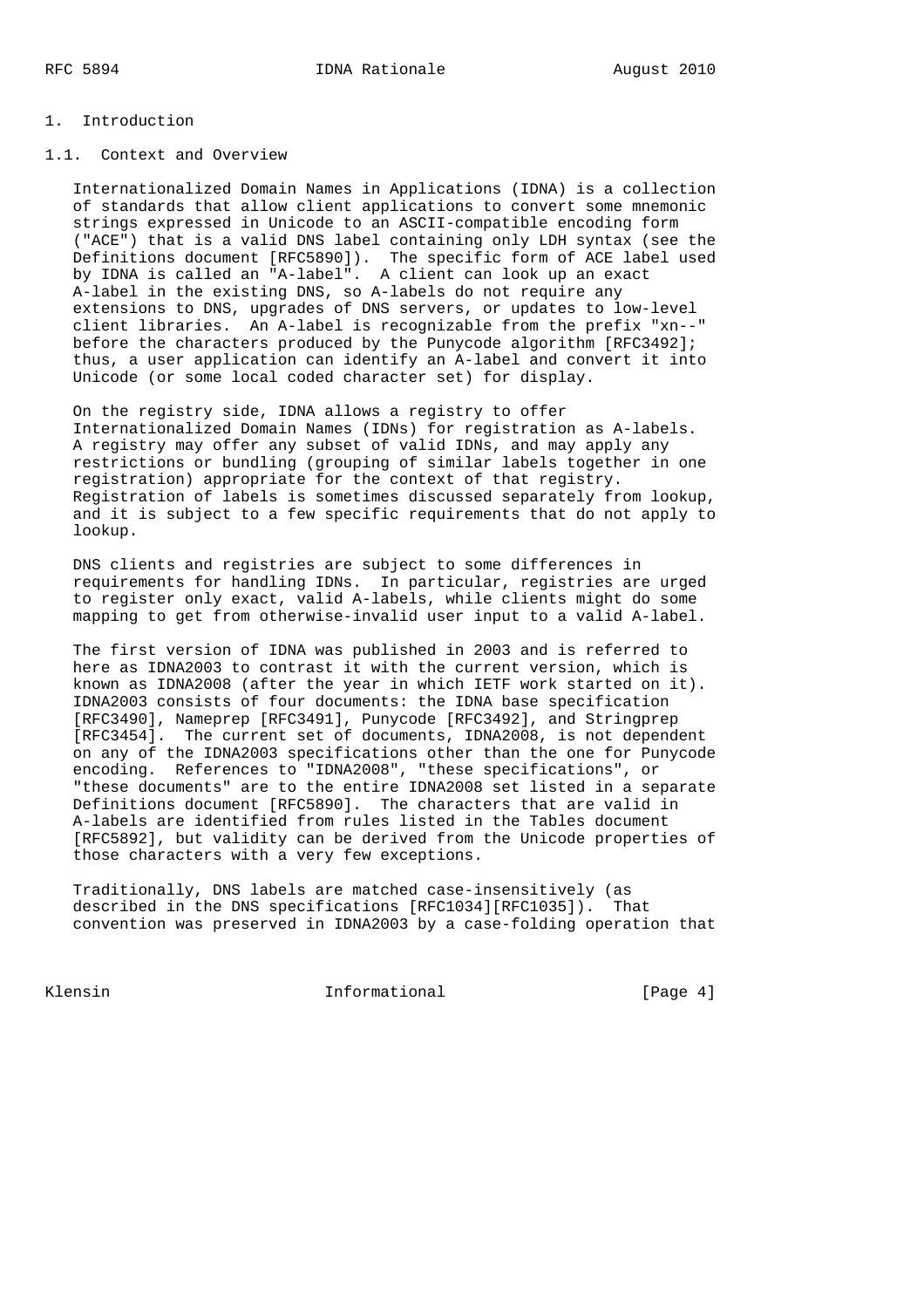# 1. Introduction

## 1.1. Context and Overview

Internationalized Domain Names in Applications (IDNA) is a collection of standards that allow client applications to convert some mnemonic strings expressed in Unicode to an ASCII-compatible encoding form ("ACE") that is a valid DNS label containing only LDH syntax (see the Definitions document [RFC5890]). The specific form of ACE label used by IDNA is called an "A-label". A client can look up an exact A-label in the existing DNS, so A-labels do not require any extensions to DNS, upgrades of DNS servers, or updates to low-level client libraries. An A-label is recognizable from the prefix "xn--" before the characters produced by the Punycode algorithm [RFC3492]; thus, a user application can identify an A-label and convert it into Unicode (or some local coded character set) for display.

On the registry side, IDNA allows a registry to offer Internationalized Domain Names (IDNs) for registration as A-labels. A registry may offer any subset of valid IDNs, and may apply any restrictions or bundling (grouping of similar labels together in one registration) appropriate for the context of that registry. Registration of labels is sometimes discussed separately from lookup, and it is subject to a few specific requirements that do not apply to lookup.

DNS clients and registries are subject to some differences in requirements for handling IDNs. In particular, registries are urged to register only exact, valid A-labels, while clients might do some mapping to get from otherwise-invalid user input to a valid A-label.

The first version of IDNA was published in 2003 and is referred to here as IDNA2003 to contrast it with the current version, which is known as IDNA2008 (after the year in which IETF work started on it). IDNA2003 consists of four documents: the IDNA base specification [RFC3490], Nameprep [RFC3491], Punycode [RFC3492], and Stringprep [RFC3454]. The current set of documents, IDNA2008, is not dependent on any of the IDNA2003 specifications other than the one for Punycode encoding. References to "IDNA2008", "these specifications", or "these documents" are to the entire IDNA2008 set listed in a separate Definitions document [RFC5890]. The characters that are valid in A-labels are identified from rules listed in the Tables document [RFC5892], but validity can be derived from the Unicode properties of those characters with a very few exceptions.

Traditionally, DNS labels are matched case-insensitively (as described in the DNS specifications [RFC1034][RFC1035]). That convention was preserved in IDNA2003 by a case-folding operation that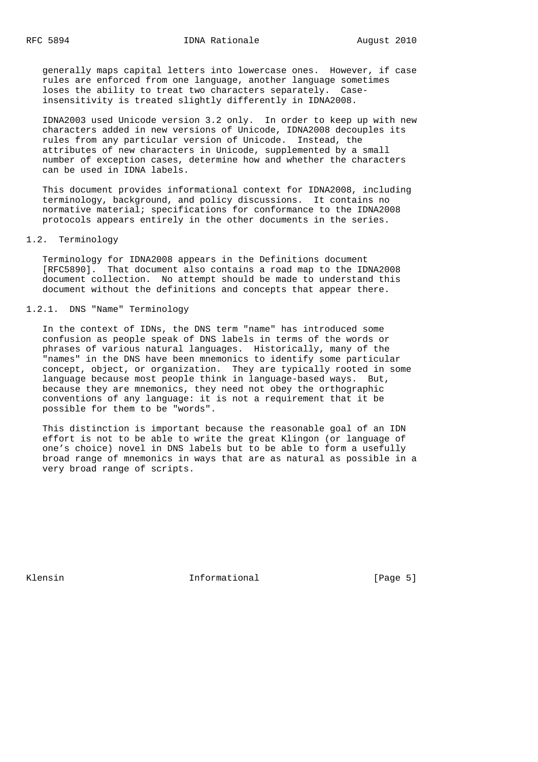generally maps capital letters into lowercase ones. However, if case rules are enforced from one language, another language sometimes loses the ability to treat two characters separately. Case-insensitivity is treated slightly differently in IDNA2008.

IDNA2003 used Unicode version 3.2 only. In order to keep up with new characters added in new versions of Unicode, IDNA2008 decouples its rules from any particular version of Unicode. Instead, the attributes of new characters in Unicode, supplemented by a small number of exception cases, determine how and whether the characters can be used in IDNA labels.

This document provides informational context for IDNA2008, including terminology, background, and policy discussions. It contains no normative material; specifications for conformance to the IDNA2008 protocols appears entirely in the other documents in the series.

## 1.2. Terminology

Terminology for IDNA2008 appears in the Definitions document [RFC5890]. That document also contains a road map to the IDNA2008 document collection. No attempt should be made to understand this document without the definitions and concepts that appear there.

### 1.2.1. DNS "Name" Terminology

In the context of IDNs, the DNS term "name" has introduced some confusion as people speak of DNS labels in terms of the words or phrases of various natural languages. Historically, many of the "names" in the DNS have been mnemonics to identify some particular concept, object, or organization. They are typically rooted in some language because most people think in language-based ways. But, because they are mnemonics, they need not obey the orthographic conventions of any language: it is not a requirement that it be possible for them to be "words".

This distinction is important because the reasonable goal of an IDN effort is not to be able to write the great Klingon (or language of one's choice) novel in DNS labels but to be able to form a usefully broad range of mnemonics in ways that are as natural as possible in a very broad range of scripts.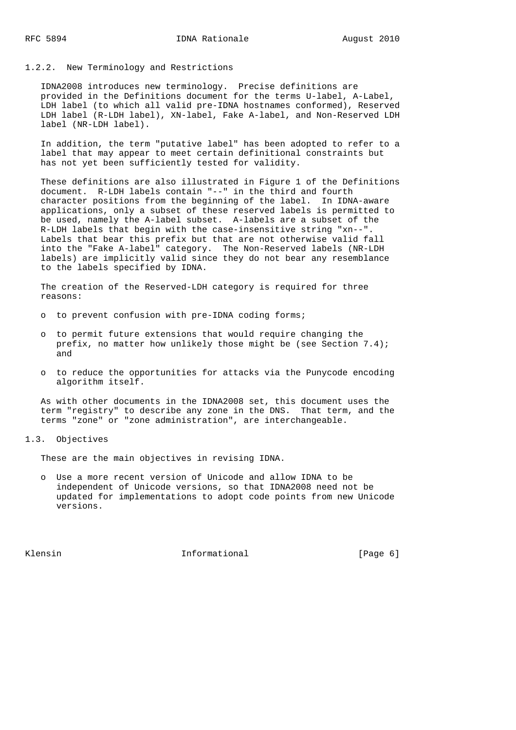### 1.2.2. New Terminology and Restrictions

IDNA2008 introduces new terminology. Precise definitions are provided in the Definitions document for the terms U-label, A-Label, LDH label (to which all valid pre-IDNA hostnames conformed), Reserved LDH label (R-LDH label), XN-label, Fake A-label, and Non-Reserved LDH label (NR-LDH label).

In addition, the term "putative label" has been adopted to refer to a label that may appear to meet certain definitional constraints but has not yet been sufficiently tested for validity.

These definitions are also illustrated in Figure 1 of the Definitions document. R-LDH labels contain "--" in the third and fourth character positions from the beginning of the label. In IDNA-aware applications, only a subset of these reserved labels is permitted to be used, namely the A-label subset. A-labels are a subset of the R-LDH labels that begin with the case-insensitive string "xn--". Labels that bear this prefix but that are not otherwise valid fall into the "Fake A-label" category. The Non-Reserved labels (NR-LDH labels) are implicitly valid since they do not bear any resemblance to the labels specified by IDNA.

The creation of the Reserved-LDH category is required for three reasons:

- to prevent confusion with pre-IDNA coding forms;
- to permit future extensions that would require changing the prefix, no matter how unlikely those might be (see Section 7.4); and
- to reduce the opportunities for attacks via the Punycode encoding algorithm itself.

As with other documents in the IDNA2008 set, this document uses the term "registry" to describe any zone in the DNS. That term, and the terms "zone" or "zone administration", are interchangeable.

## 1.3. Objectives

These are the main objectives in revising IDNA.

- Use a more recent version of Unicode and allow IDNA to be independent of Unicode versions, so that IDNA2008 need not be updated for implementations to adopt code points from new Unicode versions.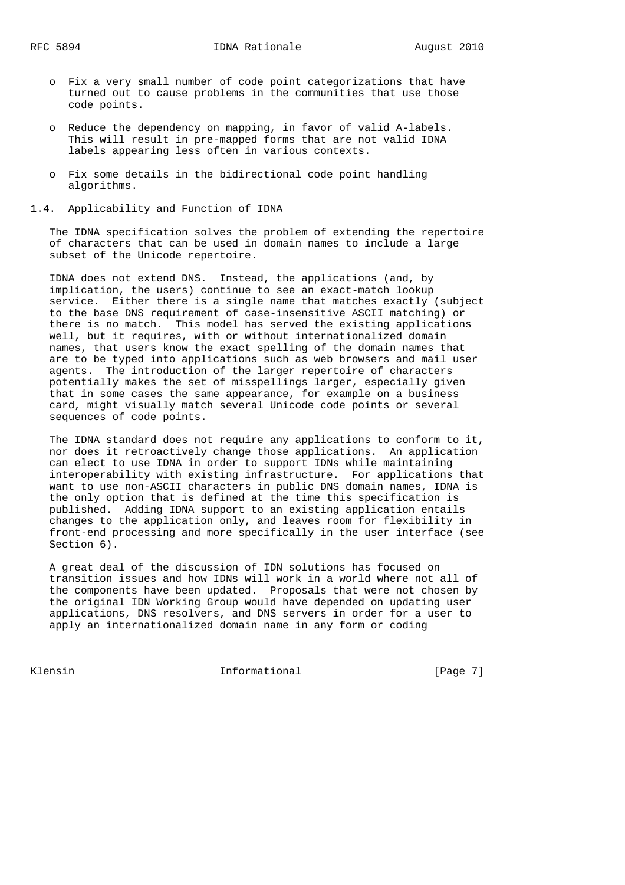- Fix a very small number of code point categorizations that have turned out to cause problems in the communities that use those code points.

- Reduce the dependency on mapping, in favor of valid A-labels. This will result in pre-mapped forms that are not valid IDNA labels appearing less often in various contexts.

- Fix some details in the bidirectional code point handling algorithms.

## 1.4. Applicability and Function of IDNA

The IDNA specification solves the problem of extending the repertoire of characters that can be used in domain names to include a large subset of the Unicode repertoire.

IDNA does not extend DNS. Instead, the applications (and, by implication, the users) continue to see an exact-match lookup service. Either there is a single name that matches exactly (subject to the base DNS requirement of case-insensitive ASCII matching) or there is no match. This model has served the existing applications well, but it requires, with or without internationalized domain names, that users know the exact spelling of the domain names that are to be typed into applications such as web browsers and mail user agents. The introduction of the larger repertoire of characters potentially makes the set of misspellings larger, especially given that in some cases the same appearance, for example on a business card, might visually match several Unicode code points or several sequences of code points.

The IDNA standard does not require any applications to conform to it, nor does it retroactively change those applications. An application can elect to use IDNA in order to support IDNs while maintaining interoperability with existing infrastructure. For applications that want to use non-ASCII characters in public DNS domain names, IDNA is the only option that is defined at the time this specification is published. Adding IDNA support to an existing application entails changes to the application only, and leaves room for flexibility in front-end processing and more specifically in the user interface (see Section 6).

A great deal of the discussion of IDN solutions has focused on transition issues and how IDNs will work in a world where not all of the components have been updated. Proposals that were not chosen by the original IDN Working Group would have depended on updating user applications, DNS resolvers, and DNS servers in order for a user to apply an internationalized domain name in any form or coding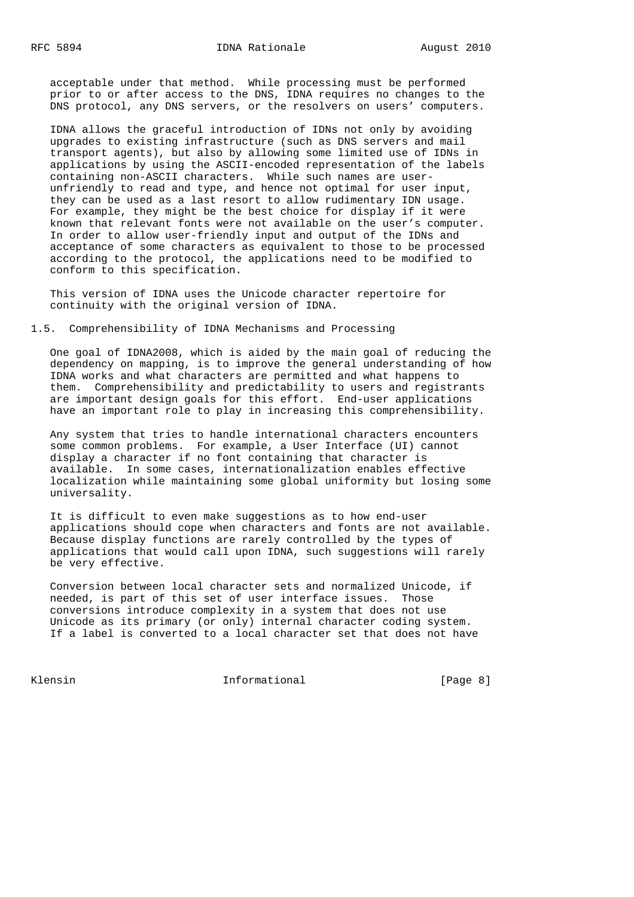acceptable under that method. While processing must be performed prior to or after access to the DNS, IDNA requires no changes to the DNS protocol, any DNS servers, or the resolvers on users' computers.

IDNA allows the graceful introduction of IDNs not only by avoiding upgrades to existing infrastructure (such as DNS servers and mail transport agents), but also by allowing some limited use of IDNs in applications by using the ASCII-encoded representation of the labels containing non-ASCII characters. While such names are user-unfriendly to read and type, and hence not optimal for user input, they can be used as a last resort to allow rudimentary IDN usage. For example, they might be the best choice for display if it were known that relevant fonts were not available on the user's computer. In order to allow user-friendly input and output of the IDNs and acceptance of some characters as equivalent to those to be processed according to the protocol, the applications need to be modified to conform to this specification.

This version of IDNA uses the Unicode character repertoire for continuity with the original version of IDNA.

## 1.5. Comprehensibility of IDNA Mechanisms and Processing

One goal of IDNA2008, which is aided by the main goal of reducing the dependency on mapping, is to improve the general understanding of how IDNA works and what characters are permitted and what happens to them. Comprehensibility and predictability to users and registrants are important design goals for this effort. End-user applications have an important role to play in increasing this comprehensibility.

Any system that tries to handle international characters encounters some common problems. For example, a User Interface (UI) cannot display a character if no font containing that character is available. In some cases, internationalization enables effective localization while maintaining some global uniformity but losing some universality.

It is difficult to even make suggestions as to how end-user applications should cope when characters and fonts are not available. Because display functions are rarely controlled by the types of applications that would call upon IDNA, such suggestions will rarely be very effective.

Conversion between local character sets and normalized Unicode, if needed, is part of this set of user interface issues. Those conversions introduce complexity in a system that does not use Unicode as its primary (or only) internal character coding system. If a label is converted to a local character set that does not have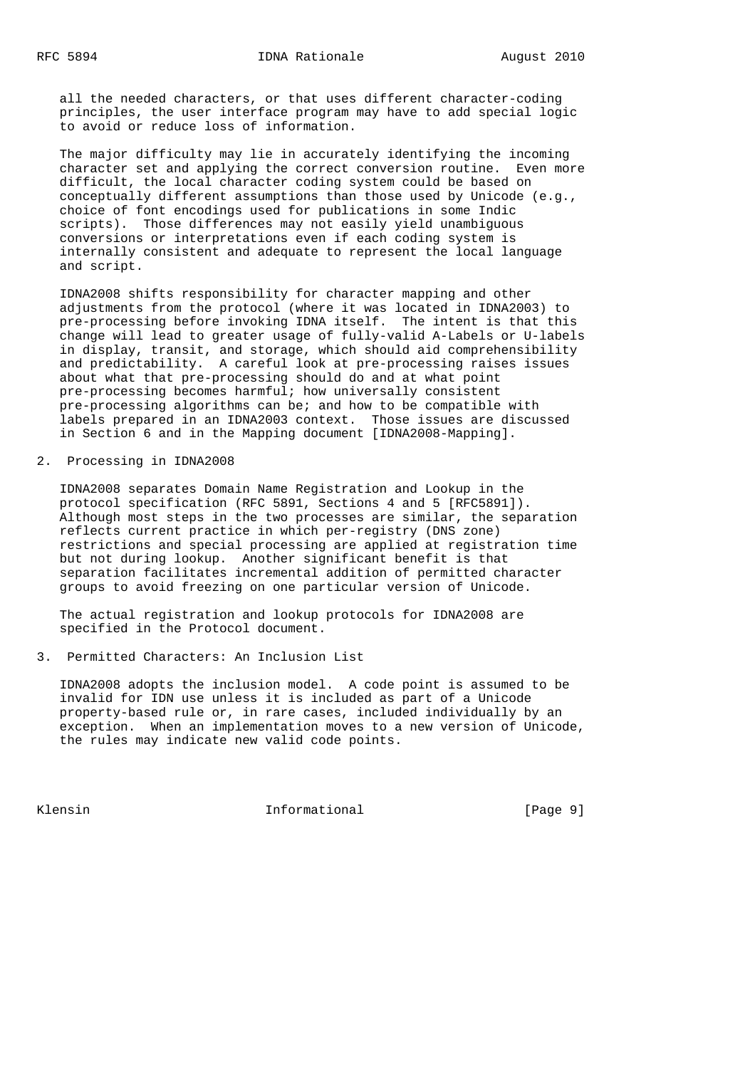all the needed characters, or that uses different character-coding principles, the user interface program may have to add special logic to avoid or reduce loss of information.

The major difficulty may lie in accurately identifying the incoming character set and applying the correct conversion routine. Even more difficult, the local character coding system could be based on conceptually different assumptions than those used by Unicode (e.g., choice of font encodings used for publications in some Indic scripts). Those differences may not easily yield unambiguous conversions or interpretations even if each coding system is internally consistent and adequate to represent the local language and script.

IDNA2008 shifts responsibility for character mapping and other adjustments from the protocol (where it was located in IDNA2003) to pre-processing before invoking IDNA itself. The intent is that this change will lead to greater usage of fully-valid A-Labels or U-labels in display, transit, and storage, which should aid comprehensibility and predictability. A careful look at pre-processing raises issues about what that pre-processing should do and at what point pre-processing becomes harmful; how universally consistent pre-processing algorithms can be; and how to be compatible with labels prepared in an IDNA2003 context. Those issues are discussed in Section 6 and in the Mapping document [IDNA2008-Mapping].

## 2. Processing in IDNA2008

IDNA2008 separates Domain Name Registration and Lookup in the protocol specification (RFC 5891, Sections 4 and 5 [RFC5891]). Although most steps in the two processes are similar, the separation reflects current practice in which per-registry (DNS zone) restrictions and special processing are applied at registration time but not during lookup. Another significant benefit is that separation facilitates incremental addition of permitted character groups to avoid freezing on one particular version of Unicode.

The actual registration and lookup protocols for IDNA2008 are specified in the Protocol document.

## 3. Permitted Characters: An Inclusion List

IDNA2008 adopts the inclusion model. A code point is assumed to be invalid for IDN use unless it is included as part of a Unicode property-based rule or, in rare cases, included individually by an exception. When an implementation moves to a new version of Unicode, the rules may indicate new valid code points.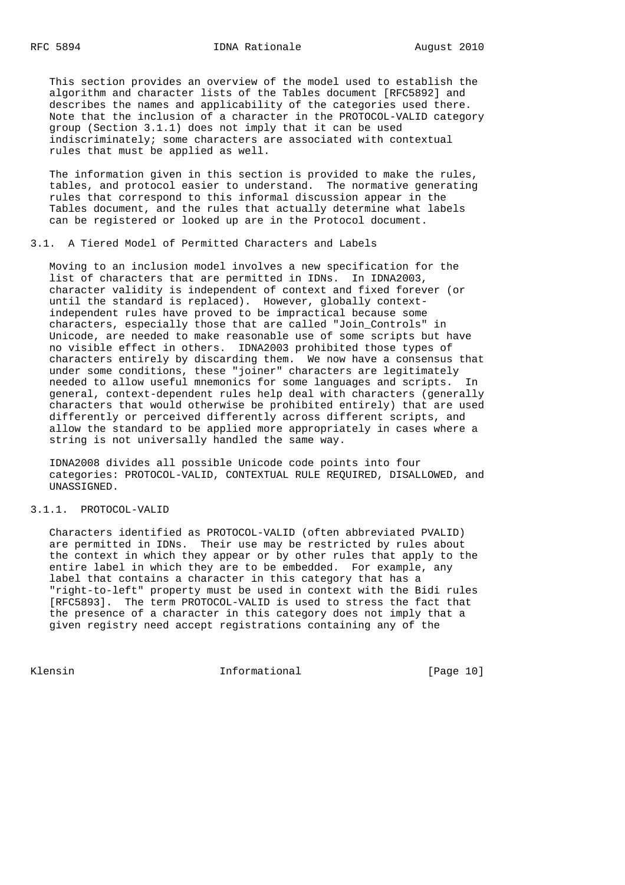This section provides an overview of the model used to establish the algorithm and character lists of the Tables document [RFC5892] and describes the names and applicability of the categories used there. Note that the inclusion of a character in the PROTOCOL-VALID category group (Section 3.1.1) does not imply that it can be used indiscriminately; some characters are associated with contextual rules that must be applied as well.

The information given in this section is provided to make the rules, tables, and protocol easier to understand. The normative generating rules that correspond to this informal discussion appear in the Tables document, and the rules that actually determine what labels can be registered or looked up are in the Protocol document.

### 3.1. A Tiered Model of Permitted Characters and Labels

Moving to an inclusion model involves a new specification for the list of characters that are permitted in IDNs. In IDNA2003, character validity is independent of context and fixed forever (or until the standard is replaced). However, globally context-independent rules have proved to be impractical because some characters, especially those that are called "Join_Controls" in Unicode, are needed to make reasonable use of some scripts but have no visible effect in others. IDNA2003 prohibited those types of characters entirely by discarding them. We now have a consensus that under some conditions, these "joiner" characters are legitimately needed to allow useful mnemonics for some languages and scripts. In general, context-dependent rules help deal with characters (generally characters that would otherwise be prohibited entirely) that are used differently or perceived differently across different scripts, and allow the standard to be applied more appropriately in cases where a string is not universally handled the same way.

IDNA2008 divides all possible Unicode code points into four categories: PROTOCOL-VALID, CONTEXTUAL RULE REQUIRED, DISALLOWED, and UNASSIGNED.

#### 3.1.1. PROTOCOL-VALID

Characters identified as PROTOCOL-VALID (often abbreviated PVALID) are permitted in IDNs. Their use may be restricted by rules about the context in which they appear or by other rules that apply to the entire label in which they are to be embedded. For example, any label that contains a character in this category that has a "right-to-left" property must be used in context with the Bidi rules [RFC5893]. The term PROTOCOL-VALID is used to stress the fact that the presence of a character in this category does not imply that a given registry need accept registrations containing any of the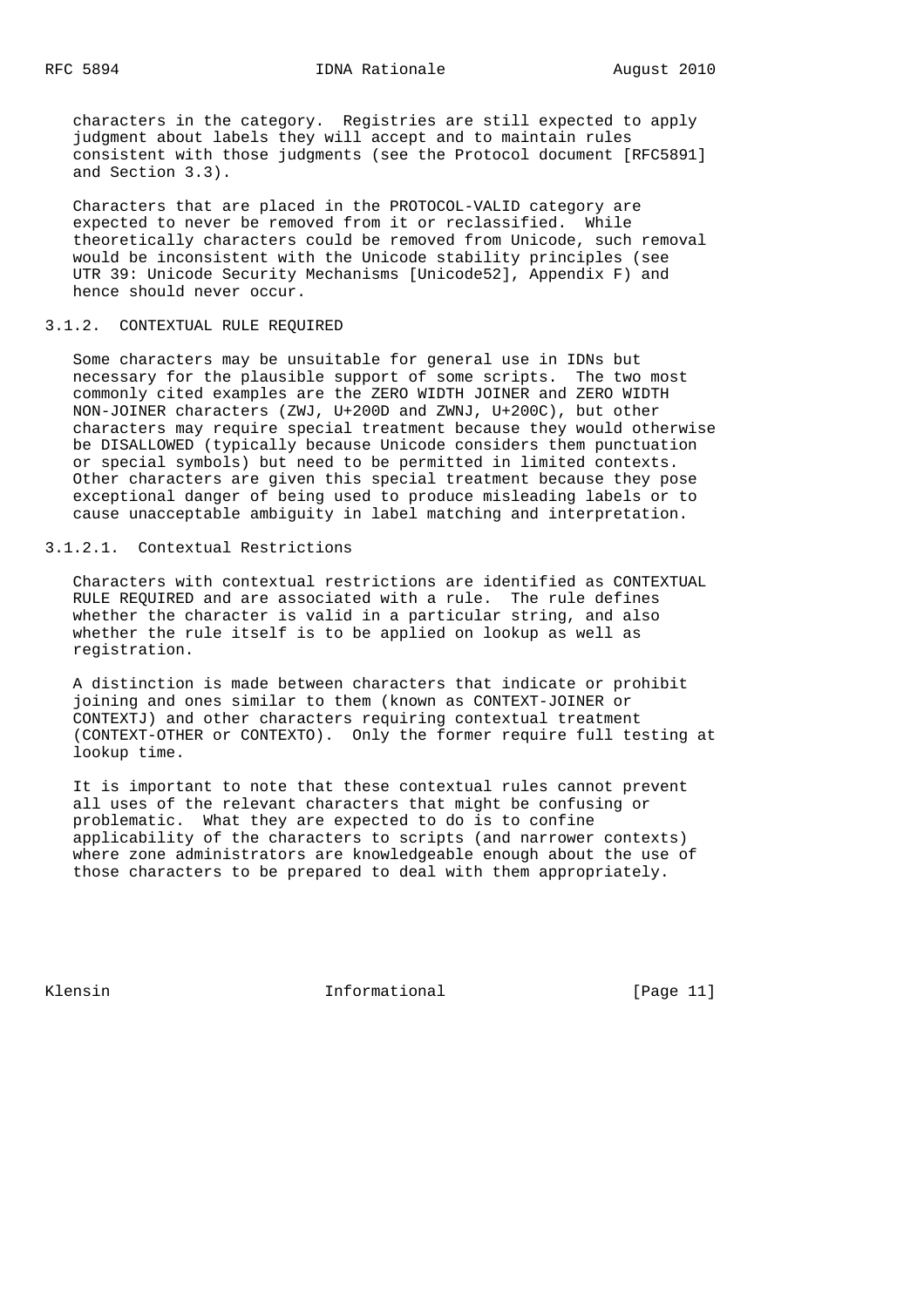characters in the category. Registries are still expected to apply judgment about labels they will accept and to maintain rules consistent with those judgments (see the Protocol document [RFC5891] and Section 3.3).

Characters that are placed in the PROTOCOL-VALID category are expected to never be removed from it or reclassified. While theoretically characters could be removed from Unicode, such removal would be inconsistent with the Unicode stability principles (see UTR 39: Unicode Security Mechanisms [Unicode52], Appendix F) and hence should never occur.

#### 3.1.2. CONTEXTUAL RULE REQUIRED

Some characters may be unsuitable for general use in IDNs but necessary for the plausible support of some scripts. The two most commonly cited examples are the ZERO WIDTH JOINER and ZERO WIDTH NON-JOINER characters (ZWJ, U+200D and ZWNJ, U+200C), but other characters may require special treatment because they would otherwise be DISALLOWED (typically because Unicode considers them punctuation or special symbols) but need to be permitted in limited contexts. Other characters are given this special treatment because they pose exceptional danger of being used to produce misleading labels or to cause unacceptable ambiguity in label matching and interpretation.

##### 3.1.2.1. Contextual Restrictions

Characters with contextual restrictions are identified as CONTEXTUAL RULE REQUIRED and are associated with a rule. The rule defines whether the character is valid in a particular string, and also whether the rule itself is to be applied on lookup as well as registration.

A distinction is made between characters that indicate or prohibit joining and ones similar to them (known as CONTEXT-JOINER or CONTEXTJ) and other characters requiring contextual treatment (CONTEXT-OTHER or CONTEXTO). Only the former require full testing at lookup time.

It is important to note that these contextual rules cannot prevent all uses of the relevant characters that might be confusing or problematic. What they are expected to do is to confine applicability of the characters to scripts (and narrower contexts) where zone administrators are knowledgeable enough about the use of those characters to be prepared to deal with them appropriately.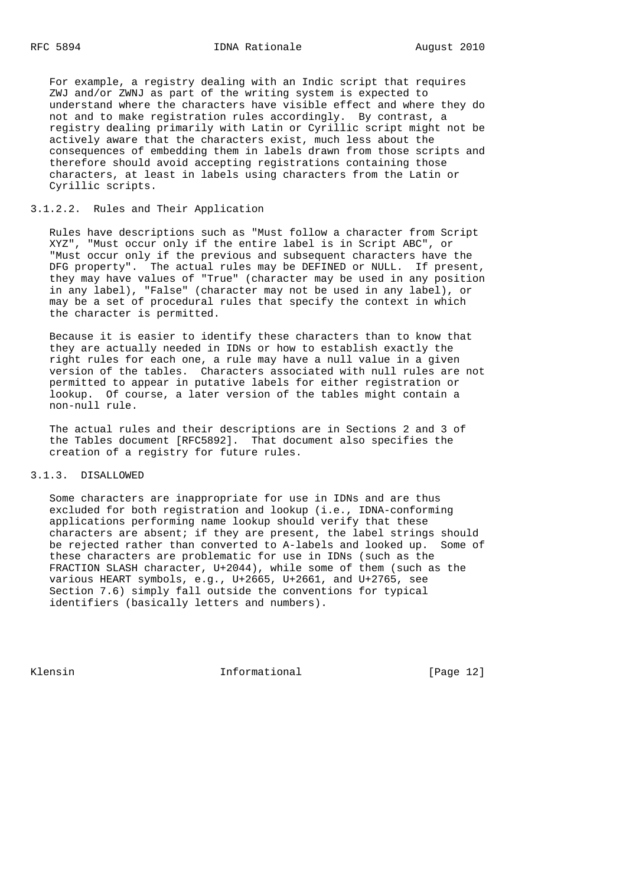For example, a registry dealing with an Indic script that requires ZWJ and/or ZWNJ as part of the writing system is expected to understand where the characters have visible effect and where they do not and to make registration rules accordingly. By contrast, a registry dealing primarily with Latin or Cyrillic script might not be actively aware that the characters exist, much less about the consequences of embedding them in labels drawn from those scripts and therefore should avoid accepting registrations containing those characters, at least in labels using characters from the Latin or Cyrillic scripts.

#### 3.1.2.2. Rules and Their Application

Rules have descriptions such as "Must follow a character from Script XYZ", "Must occur only if the entire label is in Script ABC", or "Must occur only if the previous and subsequent characters have the DFG property". The actual rules may be DEFINED or NULL. If present, they may have values of "True" (character may be used in any position in any label), "False" (character may not be used in any label), or may be a set of procedural rules that specify the context in which the character is permitted.

Because it is easier to identify these characters than to know that they are actually needed in IDNs or how to establish exactly the right rules for each one, a rule may have a null value in a given version of the tables. Characters associated with null rules are not permitted to appear in putative labels for either registration or lookup. Of course, a later version of the tables might contain a non-null rule.

The actual rules and their descriptions are in Sections 2 and 3 of the Tables document [RFC5892]. That document also specifies the creation of a registry for future rules.

### 3.1.3. DISALLOWED

Some characters are inappropriate for use in IDNs and are thus excluded for both registration and lookup (i.e., IDNA-conforming applications performing name lookup should verify that these characters are absent; if they are present, the label strings should be rejected rather than converted to A-labels and looked up. Some of these characters are problematic for use in IDNs (such as the FRACTION SLASH character, U+2044), while some of them (such as the various HEART symbols, e.g., U+2665, U+2661, and U+2765, see Section 7.6) simply fall outside the conventions for typical identifiers (basically letters and numbers).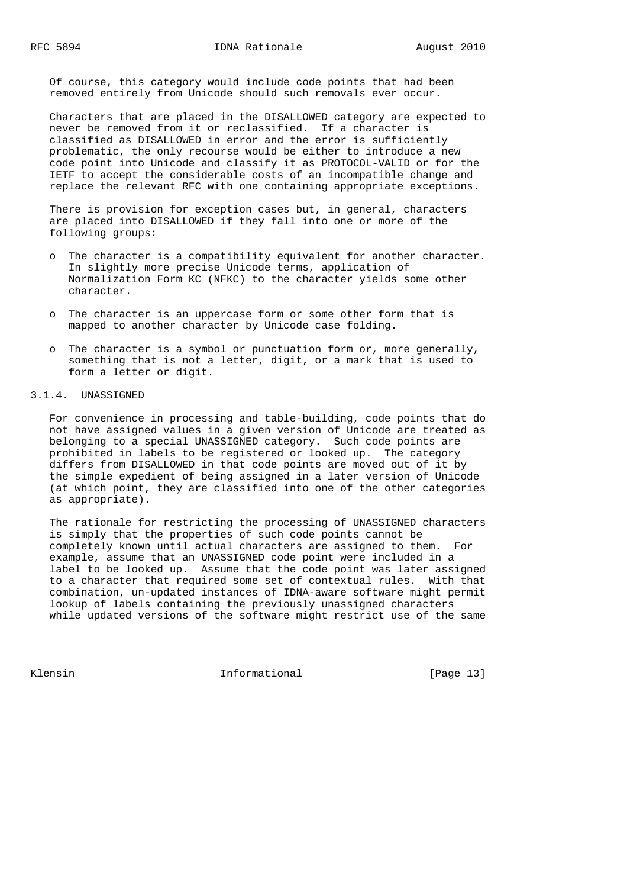Of course, this category would include code points that had been removed entirely from Unicode should such removals ever occur.

Characters that are placed in the DISALLOWED category are expected to never be removed from it or reclassified. If a character is classified as DISALLOWED in error and the error is sufficiently problematic, the only recourse would be either to introduce a new code point into Unicode and classify it as PROTOCOL-VALID or for the IETF to accept the considerable costs of an incompatible change and replace the relevant RFC with one containing appropriate exceptions.

There is provision for exception cases but, in general, characters are placed into DISALLOWED if they fall into one or more of the following groups:

- The character is a compatibility equivalent for another character. In slightly more precise Unicode terms, application of Normalization Form KC (NFKC) to the character yields some other character.
- The character is an uppercase form or some other form that is mapped to another character by Unicode case folding.
- The character is a symbol or punctuation form or, more generally, something that is not a letter, digit, or a mark that is used to form a letter or digit.

#### 3.1.4. UNASSIGNED

For convenience in processing and table-building, code points that do not have assigned values in a given version of Unicode are treated as belonging to a special UNASSIGNED category. Such code points are prohibited in labels to be registered or looked up. The category differs from DISALLOWED in that code points are moved out of it by the simple expedient of being assigned in a later version of Unicode (at which point, they are classified into one of the other categories as appropriate).

The rationale for restricting the processing of UNASSIGNED characters is simply that the properties of such code points cannot be completely known until actual characters are assigned to them. For example, assume that an UNASSIGNED code point were included in a label to be looked up. Assume that the code point was later assigned to a character that required some set of contextual rules. With that combination, un-updated instances of IDNA-aware software might permit lookup of labels containing the previously unassigned characters while updated versions of the software might restrict use of the same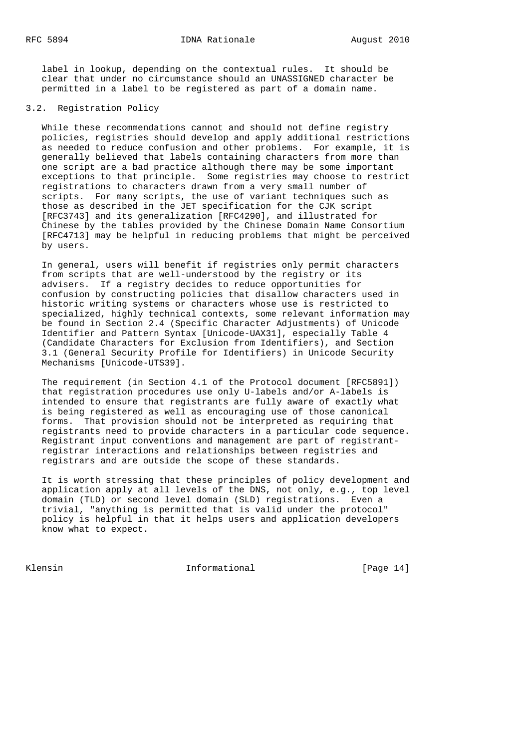label in lookup, depending on the contextual rules. It should be clear that under no circumstance should an UNASSIGNED character be permitted in a label to be registered as part of a domain name.

## 3.2. Registration Policy

While these recommendations cannot and should not define registry policies, registries should develop and apply additional restrictions as needed to reduce confusion and other problems. For example, it is generally believed that labels containing characters from more than one script are a bad practice although there may be some important exceptions to that principle. Some registries may choose to restrict registrations to characters drawn from a very small number of scripts. For many scripts, the use of variant techniques such as those as described in the JET specification for the CJK script [RFC3743] and its generalization [RFC4290], and illustrated for Chinese by the tables provided by the Chinese Domain Name Consortium [RFC4713] may be helpful in reducing problems that might be perceived by users.

In general, users will benefit if registries only permit characters from scripts that are well-understood by the registry or its advisers. If a registry decides to reduce opportunities for confusion by constructing policies that disallow characters used in historic writing systems or characters whose use is restricted to specialized, highly technical contexts, some relevant information may be found in Section 2.4 (Specific Character Adjustments) of Unicode Identifier and Pattern Syntax [Unicode-UAX31], especially Table 4 (Candidate Characters for Exclusion from Identifiers), and Section 3.1 (General Security Profile for Identifiers) in Unicode Security Mechanisms [Unicode-UTS39].

The requirement (in Section 4.1 of the Protocol document [RFC5891]) that registration procedures use only U-labels and/or A-labels is intended to ensure that registrants are fully aware of exactly what is being registered as well as encouraging use of those canonical forms. That provision should not be interpreted as requiring that registrants need to provide characters in a particular code sequence. Registrant input conventions and management are part of registrant-registrar interactions and relationships between registries and registrars and are outside the scope of these standards.

It is worth stressing that these principles of policy development and application apply at all levels of the DNS, not only, e.g., top level domain (TLD) or second level domain (SLD) registrations. Even a trivial, "anything is permitted that is valid under the protocol" policy is helpful in that it helps users and application developers know what to expect.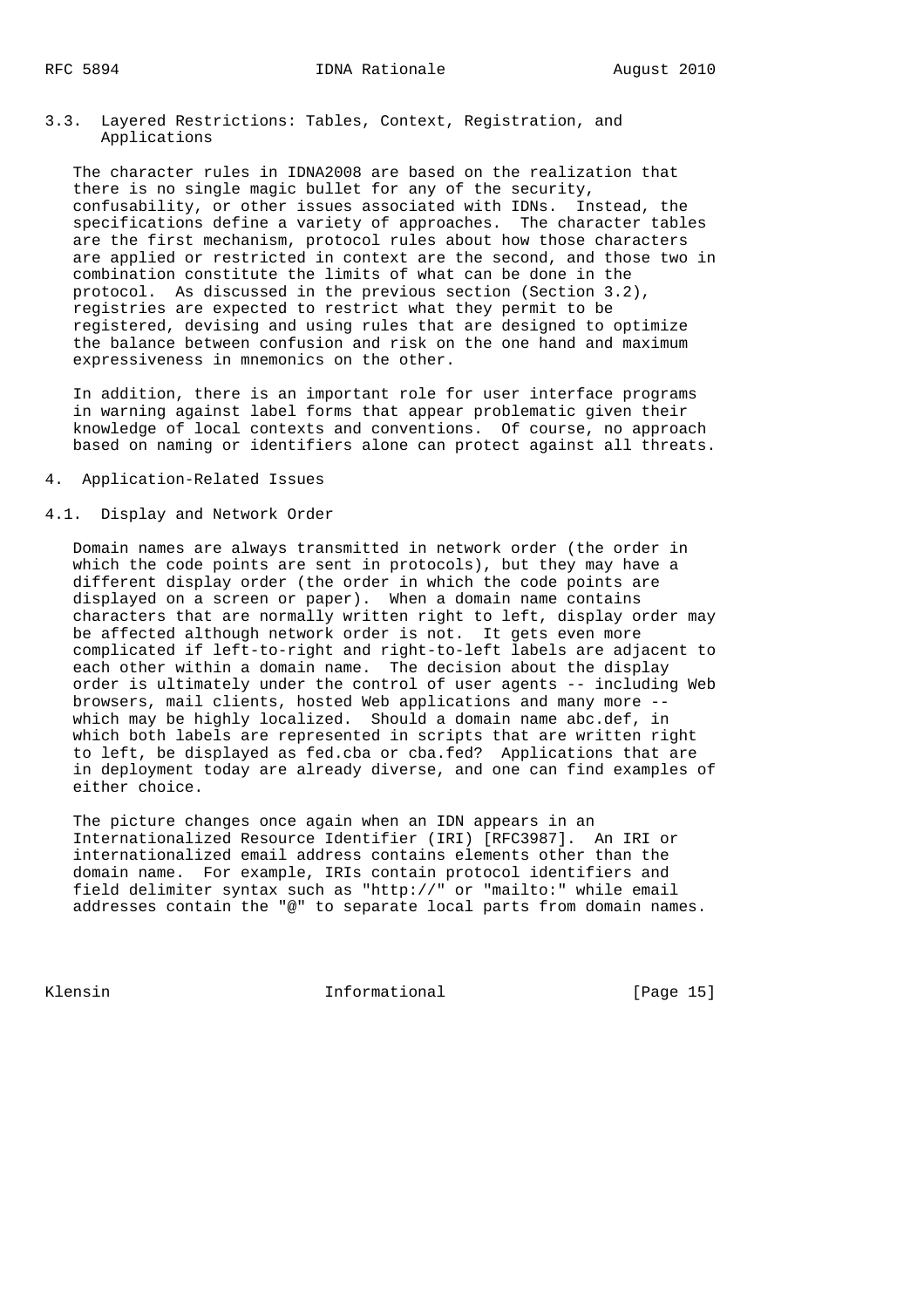### 3.3. Layered Restrictions: Tables, Context, Registration, and Applications

The character rules in IDNA2008 are based on the realization that there is no single magic bullet for any of the security, confusability, or other issues associated with IDNs. Instead, the specifications define a variety of approaches. The character tables are the first mechanism, protocol rules about how those characters are applied or restricted in context are the second, and those two in combination constitute the limits of what can be done in the protocol. As discussed in the previous section (Section 3.2), registries are expected to restrict what they permit to be registered, devising and using rules that are designed to optimize the balance between confusion and risk on the one hand and maximum expressiveness in mnemonics on the other.

In addition, there is an important role for user interface programs in warning against label forms that appear problematic given their knowledge of local contexts and conventions. Of course, no approach based on naming or identifiers alone can protect against all threats.

## 4. Application-Related Issues

### 4.1. Display and Network Order

Domain names are always transmitted in network order (the order in which the code points are sent in protocols), but they may have a different display order (the order in which the code points are displayed on a screen or paper). When a domain name contains characters that are normally written right to left, display order may be affected although network order is not. It gets even more complicated if left-to-right and right-to-left labels are adjacent to each other within a domain name. The decision about the display order is ultimately under the control of user agents -- including Web browsers, mail clients, hosted Web applications and many more -- which may be highly localized. Should a domain name abc.def, in which both labels are represented in scripts that are written right to left, be displayed as fed.cba or cba.fed? Applications that are in deployment today are already diverse, and one can find examples of either choice.

The picture changes once again when an IDN appears in an Internationalized Resource Identifier (IRI) [RFC3987]. An IRI or internationalized email address contains elements other than the domain name. For example, IRIs contain protocol identifiers and field delimiter syntax such as "http://" or "mailto:" while email addresses contain the "@" to separate local parts from domain names.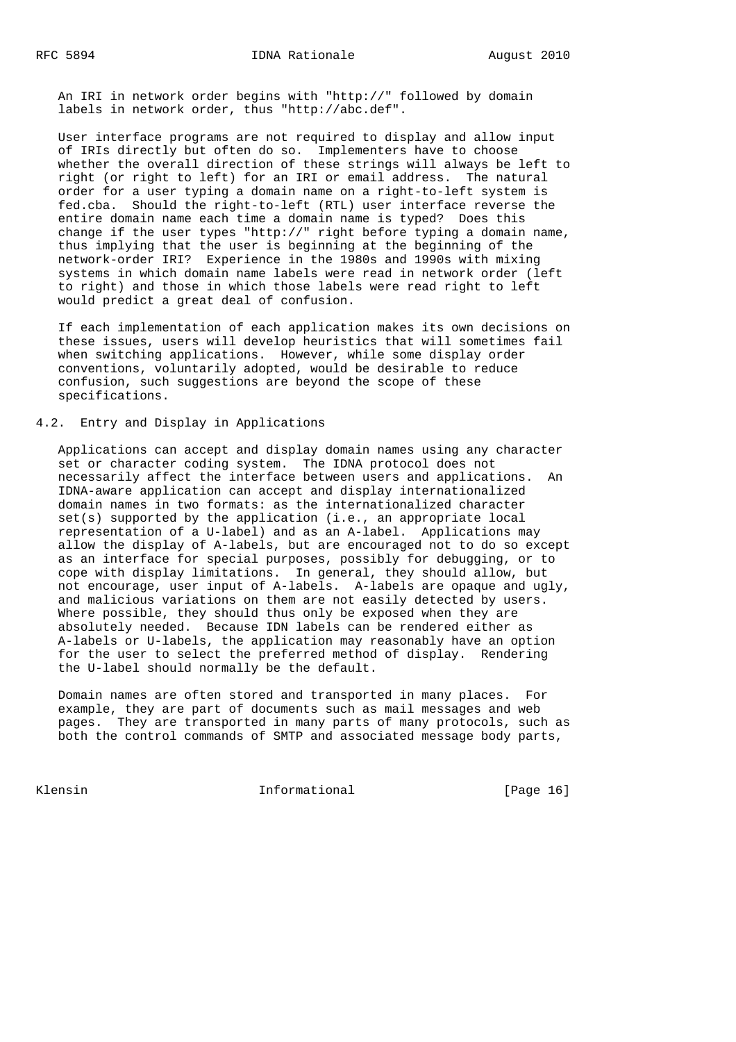An IRI in network order begins with "http://" followed by domain labels in network order, thus "http://abc.def".

User interface programs are not required to display and allow input of IRIs directly but often do so. Implementers have to choose whether the overall direction of these strings will always be left to right (or right to left) for an IRI or email address. The natural order for a user typing a domain name on a right-to-left system is fed.cba. Should the right-to-left (RTL) user interface reverse the entire domain name each time a domain name is typed? Does this change if the user types "http://" right before typing a domain name, thus implying that the user is beginning at the beginning of the network-order IRI? Experience in the 1980s and 1990s with mixing systems in which domain name labels were read in network order (left to right) and those in which those labels were read right to left would predict a great deal of confusion.

If each implementation of each application makes its own decisions on these issues, users will develop heuristics that will sometimes fail when switching applications. However, while some display order conventions, voluntarily adopted, would be desirable to reduce confusion, such suggestions are beyond the scope of these specifications.

## 4.2. Entry and Display in Applications

Applications can accept and display domain names using any character set or character coding system. The IDNA protocol does not necessarily affect the interface between users and applications. An IDNA-aware application can accept and display internationalized domain names in two formats: as the internationalized character set(s) supported by the application (i.e., an appropriate local representation of a U-label) and as an A-label. Applications may allow the display of A-labels, but are encouraged not to do so except as an interface for special purposes, possibly for debugging, or to cope with display limitations. In general, they should allow, but not encourage, user input of A-labels. A-labels are opaque and ugly, and malicious variations on them are not easily detected by users. Where possible, they should thus only be exposed when they are absolutely needed. Because IDN labels can be rendered either as A-labels or U-labels, the application may reasonably have an option for the user to select the preferred method of display. Rendering the U-label should normally be the default.

Domain names are often stored and transported in many places. For example, they are part of documents such as mail messages and web pages. They are transported in many parts of many protocols, such as both the control commands of SMTP and associated message body parts,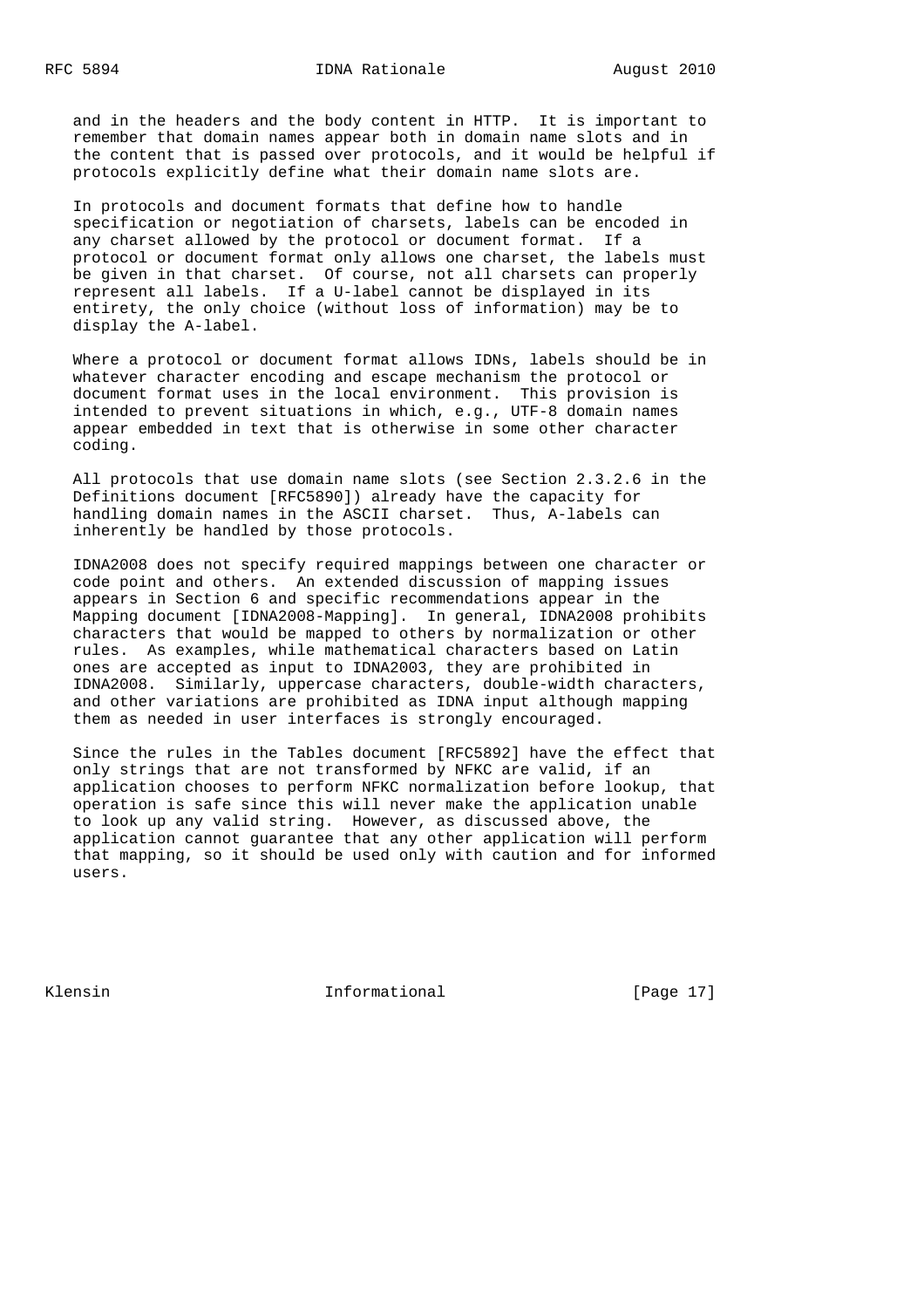and in the headers and the body content in HTTP. It is important to remember that domain names appear both in domain name slots and in the content that is passed over protocols, and it would be helpful if protocols explicitly define what their domain name slots are.

In protocols and document formats that define how to handle specification or negotiation of charsets, labels can be encoded in any charset allowed by the protocol or document format. If a protocol or document format only allows one charset, the labels must be given in that charset. Of course, not all charsets can properly represent all labels. If a U-label cannot be displayed in its entirety, the only choice (without loss of information) may be to display the A-label.

Where a protocol or document format allows IDNs, labels should be in whatever character encoding and escape mechanism the protocol or document format uses in the local environment. This provision is intended to prevent situations in which, e.g., UTF-8 domain names appear embedded in text that is otherwise in some other character coding.

All protocols that use domain name slots (see Section 2.3.2.6 in the Definitions document [RFC5890]) already have the capacity for handling domain names in the ASCII charset. Thus, A-labels can inherently be handled by those protocols.

IDNA2008 does not specify required mappings between one character or code point and others. An extended discussion of mapping issues appears in Section 6 and specific recommendations appear in the Mapping document [IDNA2008-Mapping]. In general, IDNA2008 prohibits characters that would be mapped to others by normalization or other rules. As examples, while mathematical characters based on Latin ones are accepted as input to IDNA2003, they are prohibited in IDNA2008. Similarly, uppercase characters, double-width characters, and other variations are prohibited as IDNA input although mapping them as needed in user interfaces is strongly encouraged.

Since the rules in the Tables document [RFC5892] have the effect that only strings that are not transformed by NFKC are valid, if an application chooses to perform NFKC normalization before lookup, that operation is safe since this will never make the application unable to look up any valid string. However, as discussed above, the application cannot guarantee that any other application will perform that mapping, so it should be used only with caution and for informed users.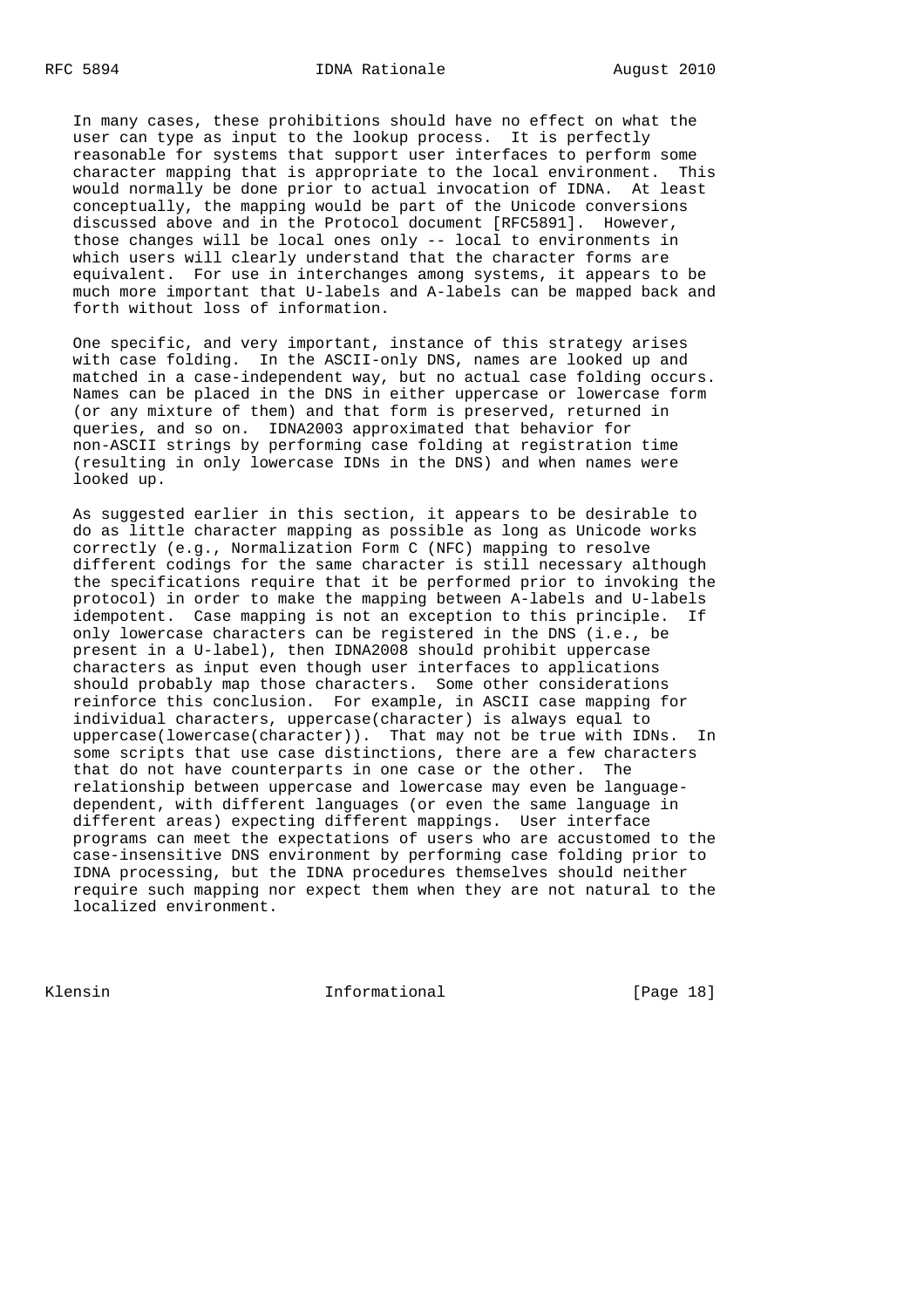In many cases, these prohibitions should have no effect on what the user can type as input to the lookup process. It is perfectly reasonable for systems that support user interfaces to perform some character mapping that is appropriate to the local environment. This would normally be done prior to actual invocation of IDNA. At least conceptually, the mapping would be part of the Unicode conversions discussed above and in the Protocol document [RFC5891]. However, those changes will be local ones only -- local to environments in which users will clearly understand that the character forms are equivalent. For use in interchanges among systems, it appears to be much more important that U-labels and A-labels can be mapped back and forth without loss of information.

One specific, and very important, instance of this strategy arises with case folding. In the ASCII-only DNS, names are looked up and matched in a case-independent way, but no actual case folding occurs. Names can be placed in the DNS in either uppercase or lowercase form (or any mixture of them) and that form is preserved, returned in queries, and so on. IDNA2003 approximated that behavior for non-ASCII strings by performing case folding at registration time (resulting in only lowercase IDNs in the DNS) and when names were looked up.

As suggested earlier in this section, it appears to be desirable to do as little character mapping as possible as long as Unicode works correctly (e.g., Normalization Form C (NFC) mapping to resolve different codings for the same character is still necessary although the specifications require that it be performed prior to invoking the protocol) in order to make the mapping between A-labels and U-labels idempotent. Case mapping is not an exception to this principle. If only lowercase characters can be registered in the DNS (i.e., be present in a U-label), then IDNA2008 should prohibit uppercase characters as input even though user interfaces to applications should probably map those characters. Some other considerations reinforce this conclusion. For example, in ASCII case mapping for individual characters, uppercase(character) is always equal to uppercase(lowercase(character)). That may not be true with IDNs. In some scripts that use case distinctions, there are a few characters that do not have counterparts in one case or the other. The relationship between uppercase and lowercase may even be language-dependent, with different languages (or even the same language in different areas) expecting different mappings. User interface programs can meet the expectations of users who are accustomed to the case-insensitive DNS environment by performing case folding prior to IDNA processing, but the IDNA procedures themselves should neither require such mapping nor expect them when they are not natural to the localized environment.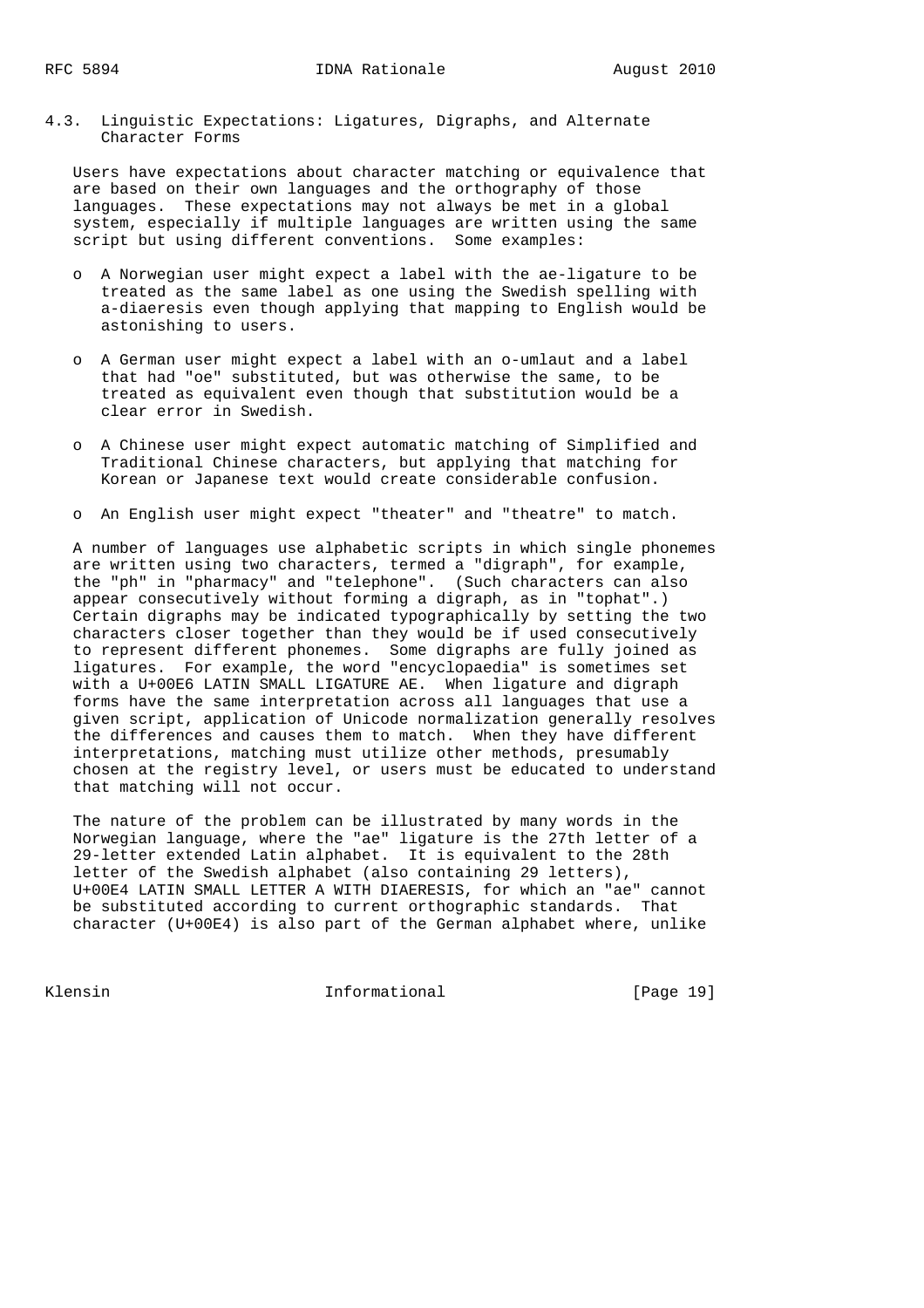## 4.3. Linguistic Expectations: Ligatures, Digraphs, and Alternate Character Forms

Users have expectations about character matching or equivalence that are based on their own languages and the orthography of those languages. These expectations may not always be met in a global system, especially if multiple languages are written using the same script but using different conventions. Some examples:

- A Norwegian user might expect a label with the ae-ligature to be treated as the same label as one using the Swedish spelling with a-diaeresis even though applying that mapping to English would be astonishing to users.

- A German user might expect a label with an o-umlaut and a label that had "oe" substituted, but was otherwise the same, to be treated as equivalent even though that substitution would be a clear error in Swedish.

- A Chinese user might expect automatic matching of Simplified and Traditional Chinese characters, but applying that matching for Korean or Japanese text would create considerable confusion.

- An English user might expect "theater" and "theatre" to match.

A number of languages use alphabetic scripts in which single phonemes are written using two characters, termed a "digraph", for example, the "ph" in "pharmacy" and "telephone". (Such characters can also appear consecutively without forming a digraph, as in "tophat".) Certain digraphs may be indicated typographically by setting the two characters closer together than they would be if used consecutively to represent different phonemes. Some digraphs are fully joined as ligatures. For example, the word "encyclopaedia" is sometimes set with a U+00E6 LATIN SMALL LIGATURE AE. When ligature and digraph forms have the same interpretation across all languages that use a given script, application of Unicode normalization generally resolves the differences and causes them to match. When they have different interpretations, matching must utilize other methods, presumably chosen at the registry level, or users must be educated to understand that matching will not occur.

The nature of the problem can be illustrated by many words in the Norwegian language, where the "ae" ligature is the 27th letter of a 29-letter extended Latin alphabet. It is equivalent to the 28th letter of the Swedish alphabet (also containing 29 letters), U+00E4 LATIN SMALL LETTER A WITH DIAERESIS, for which an "ae" cannot be substituted according to current orthographic standards. That character (U+00E4) is also part of the German alphabet where, unlike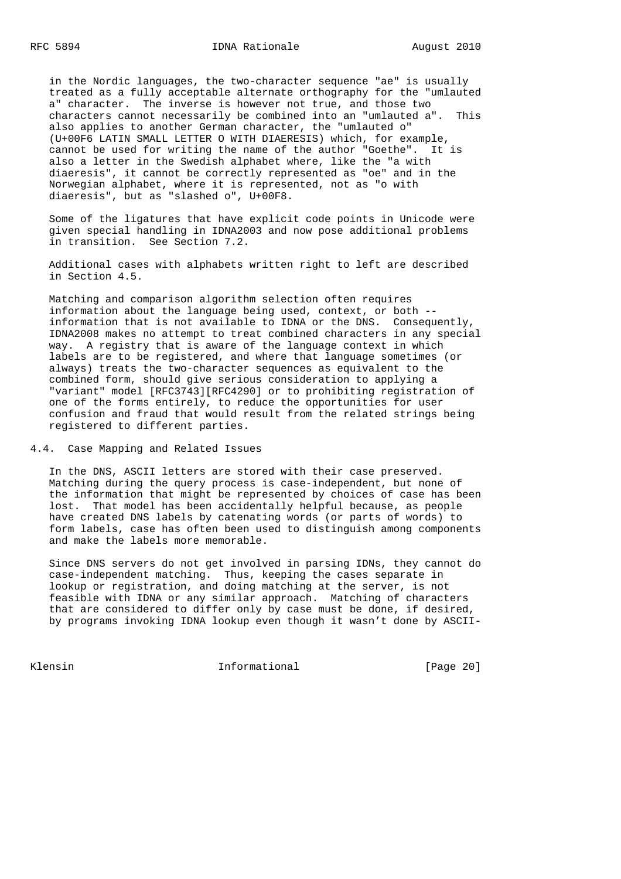in the Nordic languages, the two-character sequence "ae" is usually treated as a fully acceptable alternate orthography for the "umlauted a" character. The inverse is however not true, and those two characters cannot necessarily be combined into an "umlauted a". This also applies to another German character, the "umlauted o" (U+00F6 LATIN SMALL LETTER O WITH DIAERESIS) which, for example, cannot be used for writing the name of the author "Goethe". It is also a letter in the Swedish alphabet where, like the "a with diaeresis", it cannot be correctly represented as "oe" and in the Norwegian alphabet, where it is represented, not as "o with diaeresis", but as "slashed o", U+00F8.

Some of the ligatures that have explicit code points in Unicode were given special handling in IDNA2003 and now pose additional problems in transition. See Section 7.2.

Additional cases with alphabets written right to left are described in Section 4.5.

Matching and comparison algorithm selection often requires information about the language being used, context, or both -- information that is not available to IDNA or the DNS. Consequently, IDNA2008 makes no attempt to treat combined characters in any special way. A registry that is aware of the language context in which labels are to be registered, and where that language sometimes (or always) treats the two-character sequences as equivalent to the combined form, should give serious consideration to applying a "variant" model [RFC3743][RFC4290] or to prohibiting registration of one of the forms entirely, to reduce the opportunities for user confusion and fraud that would result from the related strings being registered to different parties.

### 4.4. Case Mapping and Related Issues

In the DNS, ASCII letters are stored with their case preserved. Matching during the query process is case-independent, but none of the information that might be represented by choices of case has been lost. That model has been accidentally helpful because, as people have created DNS labels by catenating words (or parts of words) to form labels, case has often been used to distinguish among components and make the labels more memorable.

Since DNS servers do not get involved in parsing IDNs, they cannot do case-independent matching. Thus, keeping the cases separate in lookup or registration, and doing matching at the server, is not feasible with IDNA or any similar approach. Matching of characters that are considered to differ only by case must be done, if desired, by programs invoking IDNA lookup even though it wasn't done by ASCII-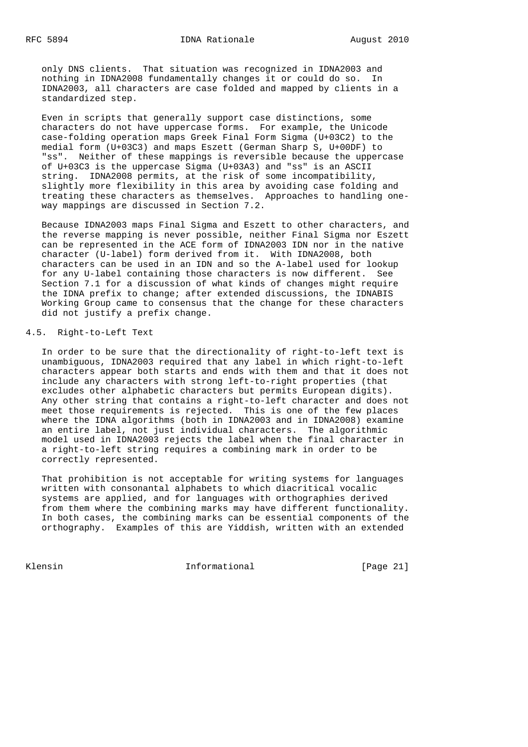only DNS clients. That situation was recognized in IDNA2003 and nothing in IDNA2008 fundamentally changes it or could do so. In IDNA2003, all characters are case folded and mapped by clients in a standardized step.

Even in scripts that generally support case distinctions, some characters do not have uppercase forms. For example, the Unicode case-folding operation maps Greek Final Form Sigma (U+03C2) to the medial form (U+03C3) and maps Eszett (German Sharp S, U+00DF) to "ss". Neither of these mappings is reversible because the uppercase of U+03C3 is the uppercase Sigma (U+03A3) and "ss" is an ASCII string. IDNA2008 permits, at the risk of some incompatibility, slightly more flexibility in this area by avoiding case folding and treating these characters as themselves. Approaches to handling one-way mappings are discussed in Section 7.2.

Because IDNA2003 maps Final Sigma and Eszett to other characters, and the reverse mapping is never possible, neither Final Sigma nor Eszett can be represented in the ACE form of IDNA2003 IDN nor in the native character (U-label) form derived from it. With IDNA2008, both characters can be used in an IDN and so the A-label used for lookup for any U-label containing those characters is now different. See Section 7.1 for a discussion of what kinds of changes might require the IDNA prefix to change; after extended discussions, the IDNABIS Working Group came to consensus that the change for these characters did not justify a prefix change.

## 4.5. Right-to-Left Text

In order to be sure that the directionality of right-to-left text is unambiguous, IDNA2003 required that any label in which right-to-left characters appear both starts and ends with them and that it does not include any characters with strong left-to-right properties (that excludes other alphabetic characters but permits European digits). Any other string that contains a right-to-left character and does not meet those requirements is rejected. This is one of the few places where the IDNA algorithms (both in IDNA2003 and in IDNA2008) examine an entire label, not just individual characters. The algorithmic model used in IDNA2003 rejects the label when the final character in a right-to-left string requires a combining mark in order to be correctly represented.

That prohibition is not acceptable for writing systems for languages written with consonantal alphabets to which diacritical vocalic systems are applied, and for languages with orthographies derived from them where the combining marks may have different functionality. In both cases, the combining marks can be essential components of the orthography. Examples of this are Yiddish, written with an extended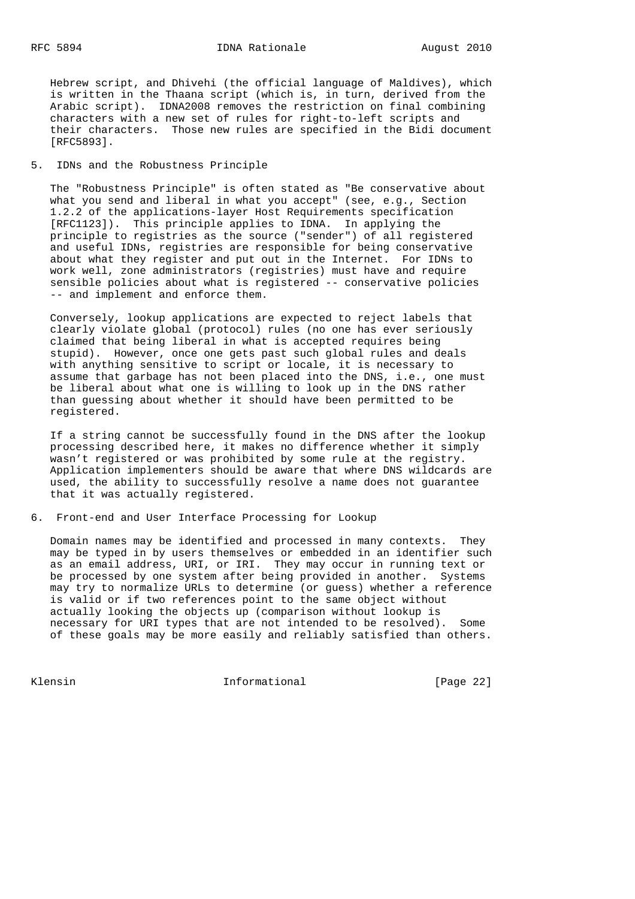Hebrew script, and Dhivehi (the official language of Maldives), which is written in the Thaana script (which is, in turn, derived from the Arabic script). IDNA2008 removes the restriction on final combining characters with a new set of rules for right-to-left scripts and their characters. Those new rules are specified in the Bidi document [RFC5893].

## 5. IDNs and the Robustness Principle

The "Robustness Principle" is often stated as "Be conservative about what you send and liberal in what you accept" (see, e.g., Section 1.2.2 of the applications-layer Host Requirements specification [RFC1123]). This principle applies to IDNA. In applying the principle to registries as the source ("sender") of all registered and useful IDNs, registries are responsible for being conservative about what they register and put out in the Internet. For IDNs to work well, zone administrators (registries) must have and require sensible policies about what is registered -- conservative policies -- and implement and enforce them.

Conversely, lookup applications are expected to reject labels that clearly violate global (protocol) rules (no one has ever seriously claimed that being liberal in what is accepted requires being stupid). However, once one gets past such global rules and deals with anything sensitive to script or locale, it is necessary to assume that garbage has not been placed into the DNS, i.e., one must be liberal about what one is willing to look up in the DNS rather than guessing about whether it should have been permitted to be registered.

If a string cannot be successfully found in the DNS after the lookup processing described here, it makes no difference whether it simply wasn't registered or was prohibited by some rule at the registry. Application implementers should be aware that where DNS wildcards are used, the ability to successfully resolve a name does not guarantee that it was actually registered.

## 6. Front-end and User Interface Processing for Lookup

Domain names may be identified and processed in many contexts. They may be typed in by users themselves or embedded in an identifier such as an email address, URI, or IRI. They may occur in running text or be processed by one system after being provided in another. Systems may try to normalize URLs to determine (or guess) whether a reference is valid or if two references point to the same object without actually looking the objects up (comparison without lookup is necessary for URI types that are not intended to be resolved). Some of these goals may be more easily and reliably satisfied than others.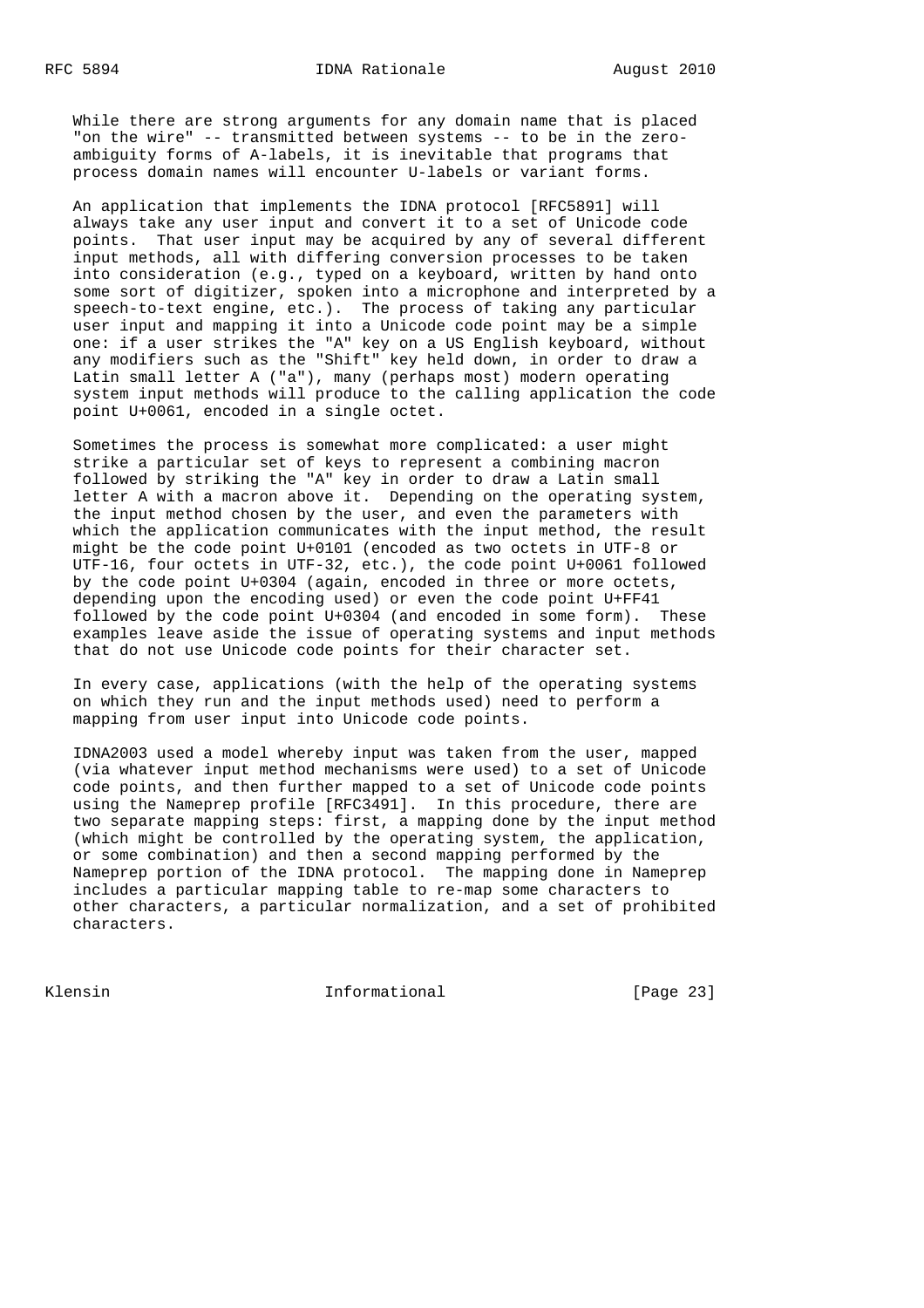While there are strong arguments for any domain name that is placed "on the wire" -- transmitted between systems -- to be in the zero-ambiguity forms of A-labels, it is inevitable that programs that process domain names will encounter U-labels or variant forms.

An application that implements the IDNA protocol [RFC5891] will always take any user input and convert it to a set of Unicode code points. That user input may be acquired by any of several different input methods, all with differing conversion processes to be taken into consideration (e.g., typed on a keyboard, written by hand onto some sort of digitizer, spoken into a microphone and interpreted by a speech-to-text engine, etc.). The process of taking any particular user input and mapping it into a Unicode code point may be a simple one: if a user strikes the "A" key on a US English keyboard, without any modifiers such as the "Shift" key held down, in order to draw a Latin small letter A ("a"), many (perhaps most) modern operating system input methods will produce to the calling application the code point U+0061, encoded in a single octet.

Sometimes the process is somewhat more complicated: a user might strike a particular set of keys to represent a combining macron followed by striking the "A" key in order to draw a Latin small letter A with a macron above it. Depending on the operating system, the input method chosen by the user, and even the parameters with which the application communicates with the input method, the result might be the code point U+0101 (encoded as two octets in UTF-8 or UTF-16, four octets in UTF-32, etc.), the code point U+0061 followed by the code point U+0304 (again, encoded in three or more octets, depending upon the encoding used) or even the code point U+FF41 followed by the code point U+0304 (and encoded in some form). These examples leave aside the issue of operating systems and input methods that do not use Unicode code points for their character set.

In every case, applications (with the help of the operating systems on which they run and the input methods used) need to perform a mapping from user input into Unicode code points.

IDNA2003 used a model whereby input was taken from the user, mapped (via whatever input method mechanisms were used) to a set of Unicode code points, and then further mapped to a set of Unicode code points using the Nameprep profile [RFC3491]. In this procedure, there are two separate mapping steps: first, a mapping done by the input method (which might be controlled by the operating system, the application, or some combination) and then a second mapping performed by the Nameprep portion of the IDNA protocol. The mapping done in Nameprep includes a particular mapping table to re-map some characters to other characters, a particular normalization, and a set of prohibited characters.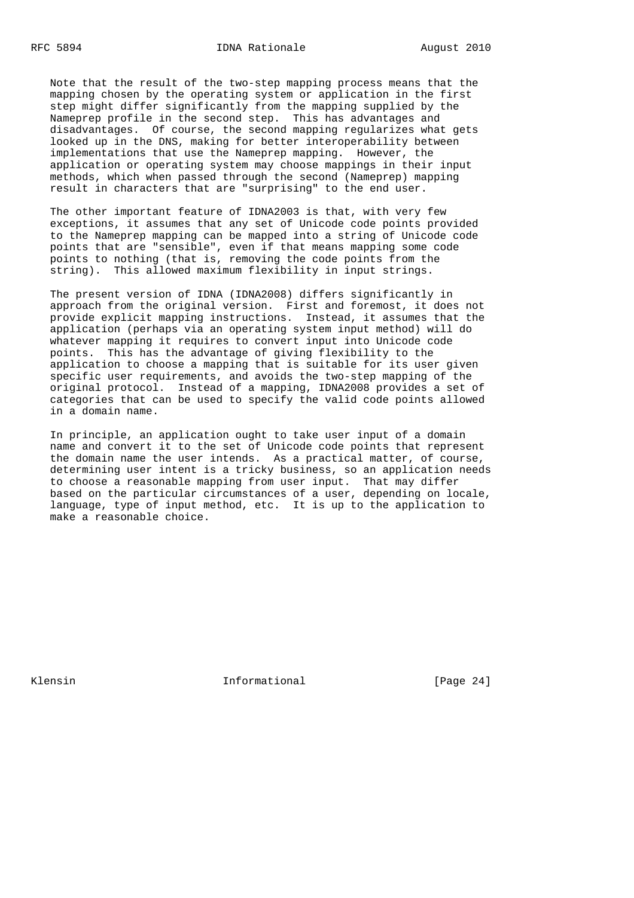Note that the result of the two-step mapping process means that the mapping chosen by the operating system or application in the first step might differ significantly from the mapping supplied by the Nameprep profile in the second step. This has advantages and disadvantages. Of course, the second mapping regularizes what gets looked up in the DNS, making for better interoperability between implementations that use the Nameprep mapping. However, the application or operating system may choose mappings in their input methods, which when passed through the second (Nameprep) mapping result in characters that are "surprising" to the end user.

The other important feature of IDNA2003 is that, with very few exceptions, it assumes that any set of Unicode code points provided to the Nameprep mapping can be mapped into a string of Unicode code points that are "sensible", even if that means mapping some code points to nothing (that is, removing the code points from the string). This allowed maximum flexibility in input strings.

The present version of IDNA (IDNA2008) differs significantly in approach from the original version. First and foremost, it does not provide explicit mapping instructions. Instead, it assumes that the application (perhaps via an operating system input method) will do whatever mapping it requires to convert input into Unicode code points. This has the advantage of giving flexibility to the application to choose a mapping that is suitable for its user given specific user requirements, and avoids the two-step mapping of the original protocol. Instead of a mapping, IDNA2008 provides a set of categories that can be used to specify the valid code points allowed in a domain name.

In principle, an application ought to take user input of a domain name and convert it to the set of Unicode code points that represent the domain name the user intends. As a practical matter, of course, determining user intent is a tricky business, so an application needs to choose a reasonable mapping from user input. That may differ based on the particular circumstances of a user, depending on locale, language, type of input method, etc. It is up to the application to make a reasonable choice.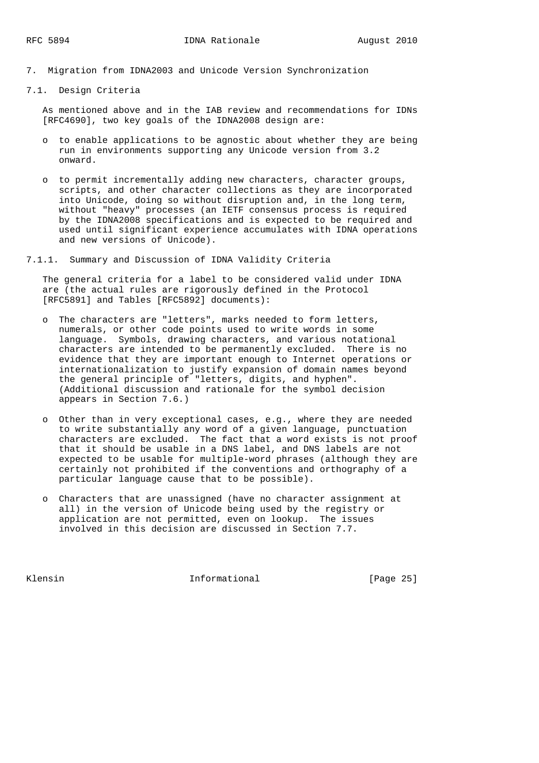## 7. Migration from IDNA2003 and Unicode Version Synchronization

### 7.1. Design Criteria

As mentioned above and in the IAB review and recommendations for IDNs [RFC4690], two key goals of the IDNA2008 design are:

- to enable applications to be agnostic about whether they are being run in environments supporting any Unicode version from 3.2 onward.

- to permit incrementally adding new characters, character groups, scripts, and other character collections as they are incorporated into Unicode, doing so without disruption and, in the long term, without "heavy" processes (an IETF consensus process is required by the IDNA2008 specifications and is expected to be required and used until significant experience accumulates with IDNA operations and new versions of Unicode).

#### 7.1.1. Summary and Discussion of IDNA Validity Criteria

The general criteria for a label to be considered valid under IDNA are (the actual rules are rigorously defined in the Protocol [RFC5891] and Tables [RFC5892] documents):

- The characters are "letters", marks needed to form letters, numerals, or other code points used to write words in some language. Symbols, drawing characters, and various notational characters are intended to be permanently excluded. There is no evidence that they are important enough to Internet operations or internationalization to justify expansion of domain names beyond the general principle of "letters, digits, and hyphen". (Additional discussion and rationale for the symbol decision appears in Section 7.6.)

- Other than in very exceptional cases, e.g., where they are needed to write substantially any word of a given language, punctuation characters are excluded. The fact that a word exists is not proof that it should be usable in a DNS label, and DNS labels are not expected to be usable for multiple-word phrases (although they are certainly not prohibited if the conventions and orthography of a particular language cause that to be possible).

- Characters that are unassigned (have no character assignment at all) in the version of Unicode being used by the registry or application are not permitted, even on lookup. The issues involved in this decision are discussed in Section 7.7.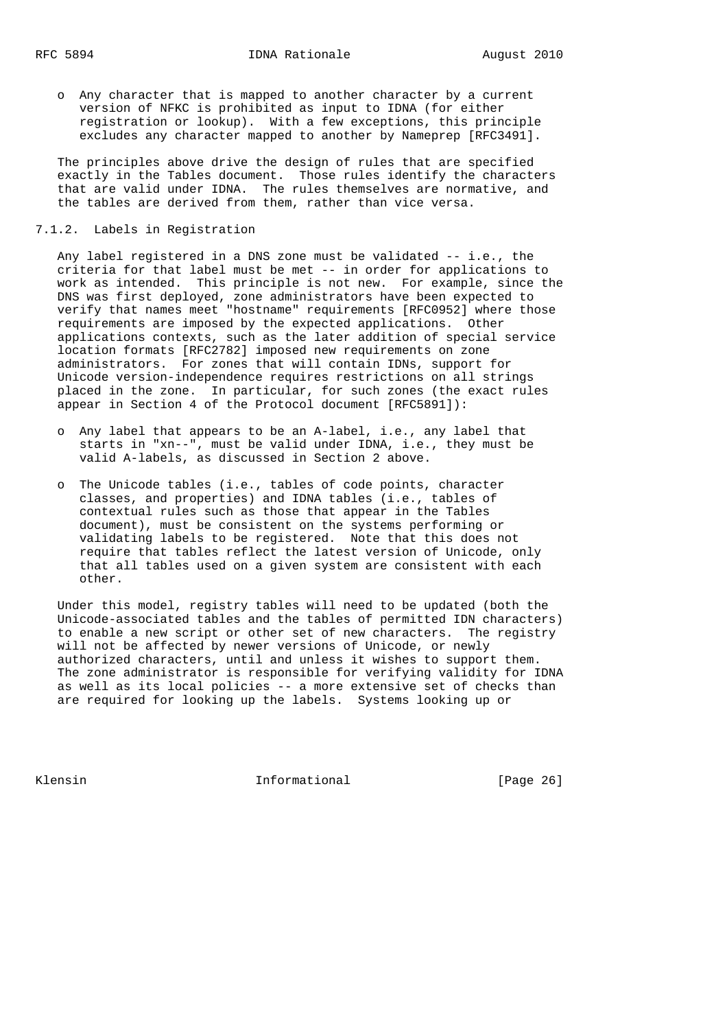- Any character that is mapped to another character by a current version of NFKC is prohibited as input to IDNA (for either registration or lookup). With a few exceptions, this principle excludes any character mapped to another by Nameprep [RFC3491].

The principles above drive the design of rules that are specified exactly in the Tables document. Those rules identify the characters that are valid under IDNA. The rules themselves are normative, and the tables are derived from them, rather than vice versa.

### 7.1.2. Labels in Registration

Any label registered in a DNS zone must be validated -- i.e., the criteria for that label must be met -- in order for applications to work as intended. This principle is not new. For example, since the DNS was first deployed, zone administrators have been expected to verify that names meet "hostname" requirements [RFC0952] where those requirements are imposed by the expected applications. Other applications contexts, such as the later addition of special service location formats [RFC2782] imposed new requirements on zone administrators. For zones that will contain IDNs, support for Unicode version-independence requires restrictions on all strings placed in the zone. In particular, for such zones (the exact rules appear in Section 4 of the Protocol document [RFC5891]):

- Any label that appears to be an A-label, i.e., any label that starts in "xn--", must be valid under IDNA, i.e., they must be valid A-labels, as discussed in Section 2 above.

- The Unicode tables (i.e., tables of code points, character classes, and properties) and IDNA tables (i.e., tables of contextual rules such as those that appear in the Tables document), must be consistent on the systems performing or validating labels to be registered. Note that this does not require that tables reflect the latest version of Unicode, only that all tables used on a given system are consistent with each other.

Under this model, registry tables will need to be updated (both the Unicode-associated tables and the tables of permitted IDN characters) to enable a new script or other set of new characters. The registry will not be affected by newer versions of Unicode, or newly authorized characters, until and unless it wishes to support them. The zone administrator is responsible for verifying validity for IDNA as well as its local policies -- a more extensive set of checks than are required for looking up the labels. Systems looking up or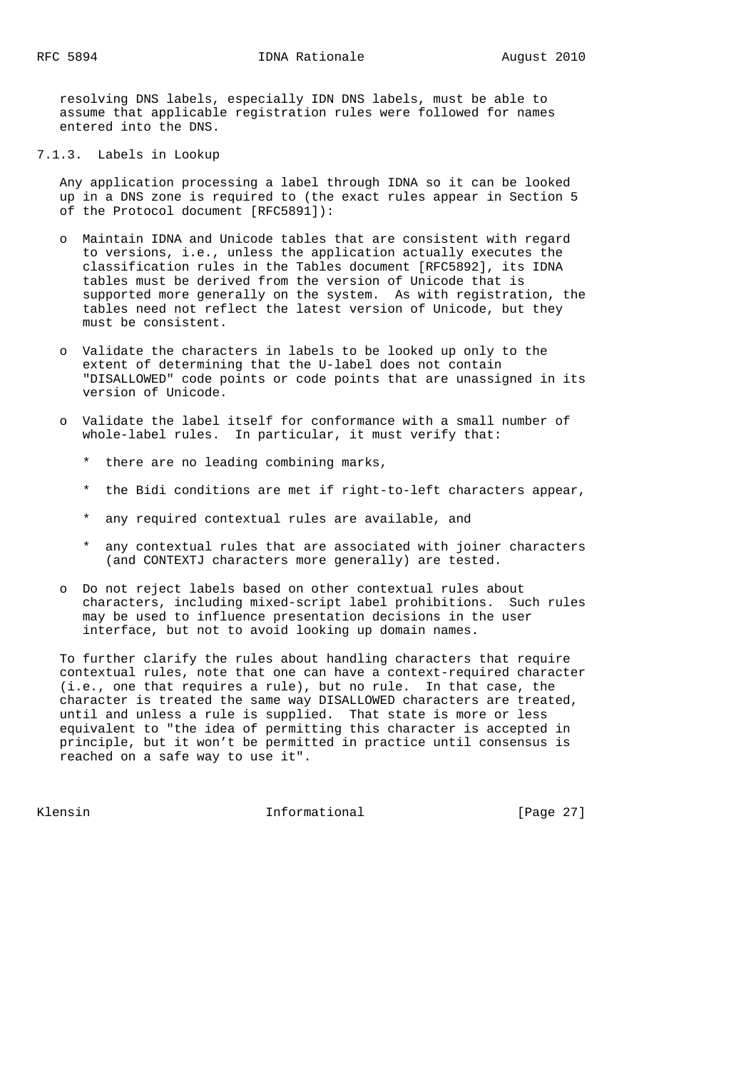resolving DNS labels, especially IDN DNS labels, must be able to assume that applicable registration rules were followed for names entered into the DNS.

#### 7.1.3. Labels in Lookup

Any application processing a label through IDNA so it can be looked up in a DNS zone is required to (the exact rules appear in Section 5 of the Protocol document [RFC5891]):

- Maintain IDNA and Unicode tables that are consistent with regard to versions, i.e., unless the application actually executes the classification rules in the Tables document [RFC5892], its IDNA tables must be derived from the version of Unicode that is supported more generally on the system. As with registration, the tables need not reflect the latest version of Unicode, but they must be consistent.

- Validate the characters in labels to be looked up only to the extent of determining that the U-label does not contain "DISALLOWED" code points or code points that are unassigned in its version of Unicode.

- Validate the label itself for conformance with a small number of whole-label rules. In particular, it must verify that:

  - there are no leading combining marks,

  - the Bidi conditions are met if right-to-left characters appear,

  - any required contextual rules are available, and

  - any contextual rules that are associated with joiner characters (and CONTEXTJ characters more generally) are tested.

- Do not reject labels based on other contextual rules about characters, including mixed-script label prohibitions. Such rules may be used to influence presentation decisions in the user interface, but not to avoid looking up domain names.

To further clarify the rules about handling characters that require contextual rules, note that one can have a context-required character (i.e., one that requires a rule), but no rule. In that case, the character is treated the same way DISALLOWED characters are treated, until and unless a rule is supplied. That state is more or less equivalent to "the idea of permitting this character is accepted in principle, but it won't be permitted in practice until consensus is reached on a safe way to use it".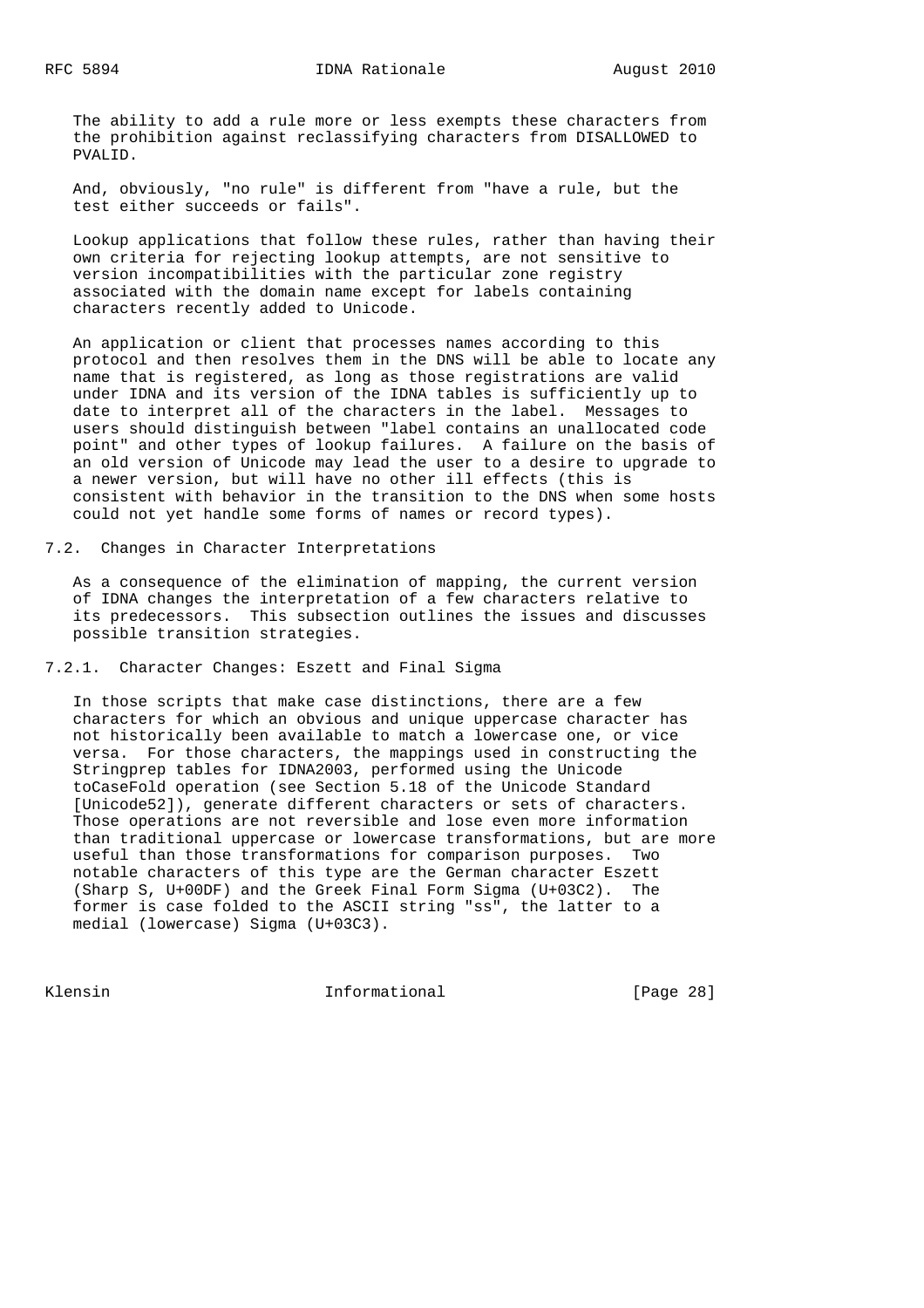The ability to add a rule more or less exempts these characters from the prohibition against reclassifying characters from DISALLOWED to PVALID.

And, obviously, "no rule" is different from "have a rule, but the test either succeeds or fails".

Lookup applications that follow these rules, rather than having their own criteria for rejecting lookup attempts, are not sensitive to version incompatibilities with the particular zone registry associated with the domain name except for labels containing characters recently added to Unicode.

An application or client that processes names according to this protocol and then resolves them in the DNS will be able to locate any name that is registered, as long as those registrations are valid under IDNA and its version of the IDNA tables is sufficiently up to date to interpret all of the characters in the label. Messages to users should distinguish between "label contains an unallocated code point" and other types of lookup failures. A failure on the basis of an old version of Unicode may lead the user to a desire to upgrade to a newer version, but will have no other ill effects (this is consistent with behavior in the transition to the DNS when some hosts could not yet handle some forms of names or record types).

## 7.2. Changes in Character Interpretations

As a consequence of the elimination of mapping, the current version of IDNA changes the interpretation of a few characters relative to its predecessors. This subsection outlines the issues and discusses possible transition strategies.

### 7.2.1. Character Changes: Eszett and Final Sigma

In those scripts that make case distinctions, there are a few characters for which an obvious and unique uppercase character has not historically been available to match a lowercase one, or vice versa. For those characters, the mappings used in constructing the Stringprep tables for IDNA2003, performed using the Unicode toCaseFold operation (see Section 5.18 of the Unicode Standard [Unicode52]), generate different characters or sets of characters. Those operations are not reversible and lose even more information than traditional uppercase or lowercase transformations, but are more useful than those transformations for comparison purposes. Two notable characters of this type are the German character Eszett (Sharp S, U+00DF) and the Greek Final Form Sigma (U+03C2). The former is case folded to the ASCII string "ss", the latter to a medial (lowercase) Sigma (U+03C3).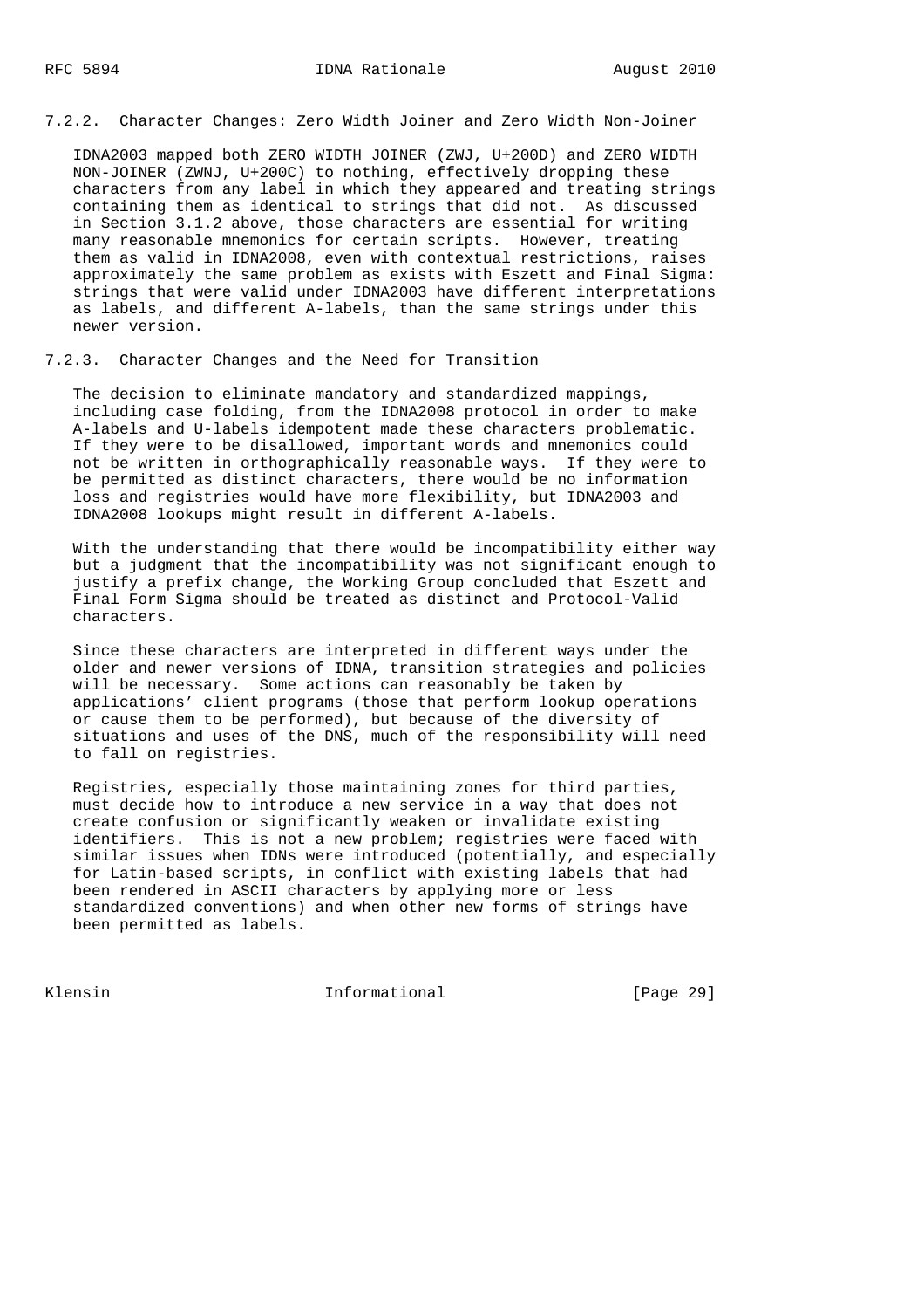#### 7.2.2. Character Changes: Zero Width Joiner and Zero Width Non-Joiner

IDNA2003 mapped both ZERO WIDTH JOINER (ZWJ, U+200D) and ZERO WIDTH NON-JOINER (ZWNJ, U+200C) to nothing, effectively dropping these characters from any label in which they appeared and treating strings containing them as identical to strings that did not. As discussed in Section 3.1.2 above, those characters are essential for writing many reasonable mnemonics for certain scripts. However, treating them as valid in IDNA2008, even with contextual restrictions, raises approximately the same problem as exists with Eszett and Final Sigma: strings that were valid under IDNA2003 have different interpretations as labels, and different A-labels, than the same strings under this newer version.

#### 7.2.3. Character Changes and the Need for Transition

The decision to eliminate mandatory and standardized mappings, including case folding, from the IDNA2008 protocol in order to make A-labels and U-labels idempotent made these characters problematic. If they were to be disallowed, important words and mnemonics could not be written in orthographically reasonable ways. If they were to be permitted as distinct characters, there would be no information loss and registries would have more flexibility, but IDNA2003 and IDNA2008 lookups might result in different A-labels.

With the understanding that there would be incompatibility either way but a judgment that the incompatibility was not significant enough to justify a prefix change, the Working Group concluded that Eszett and Final Form Sigma should be treated as distinct and Protocol-Valid characters.

Since these characters are interpreted in different ways under the older and newer versions of IDNA, transition strategies and policies will be necessary. Some actions can reasonably be taken by applications' client programs (those that perform lookup operations or cause them to be performed), but because of the diversity of situations and uses of the DNS, much of the responsibility will need to fall on registries.

Registries, especially those maintaining zones for third parties, must decide how to introduce a new service in a way that does not create confusion or significantly weaken or invalidate existing identifiers. This is not a new problem; registries were faced with similar issues when IDNs were introduced (potentially, and especially for Latin-based scripts, in conflict with existing labels that had been rendered in ASCII characters by applying more or less standardized conventions) and when other new forms of strings have been permitted as labels.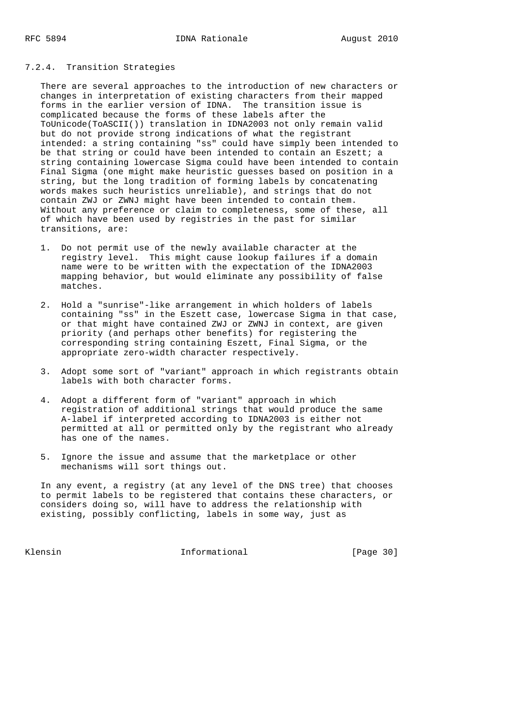#### 7.2.4. Transition Strategies

There are several approaches to the introduction of new characters or changes in interpretation of existing characters from their mapped forms in the earlier version of IDNA. The transition issue is complicated because the forms of these labels after the ToUnicode(ToASCII()) translation in IDNA2003 not only remain valid but do not provide strong indications of what the registrant intended: a string containing "ss" could have simply been intended to be that string or could have been intended to contain an Eszett; a string containing lowercase Sigma could have been intended to contain Final Sigma (one might make heuristic guesses based on position in a string, but the long tradition of forming labels by concatenating words makes such heuristics unreliable), and strings that do not contain ZWJ or ZWNJ might have been intended to contain them. Without any preference or claim to completeness, some of these, all of which have been used by registries in the past for similar transitions, are:

1. Do not permit use of the newly available character at the registry level. This might cause lookup failures if a domain name were to be written with the expectation of the IDNA2003 mapping behavior, but would eliminate any possibility of false matches.

2. Hold a "sunrise"-like arrangement in which holders of labels containing "ss" in the Eszett case, lowercase Sigma in that case, or that might have contained ZWJ or ZWNJ in context, are given priority (and perhaps other benefits) for registering the corresponding string containing Eszett, Final Sigma, or the appropriate zero-width character respectively.

3. Adopt some sort of "variant" approach in which registrants obtain labels with both character forms.

4. Adopt a different form of "variant" approach in which registration of additional strings that would produce the same A-label if interpreted according to IDNA2003 is either not permitted at all or permitted only by the registrant who already has one of the names.

5. Ignore the issue and assume that the marketplace or other mechanisms will sort things out.

In any event, a registry (at any level of the DNS tree) that chooses to permit labels to be registered that contains these characters, or considers doing so, will have to address the relationship with existing, possibly conflicting, labels in some way, just as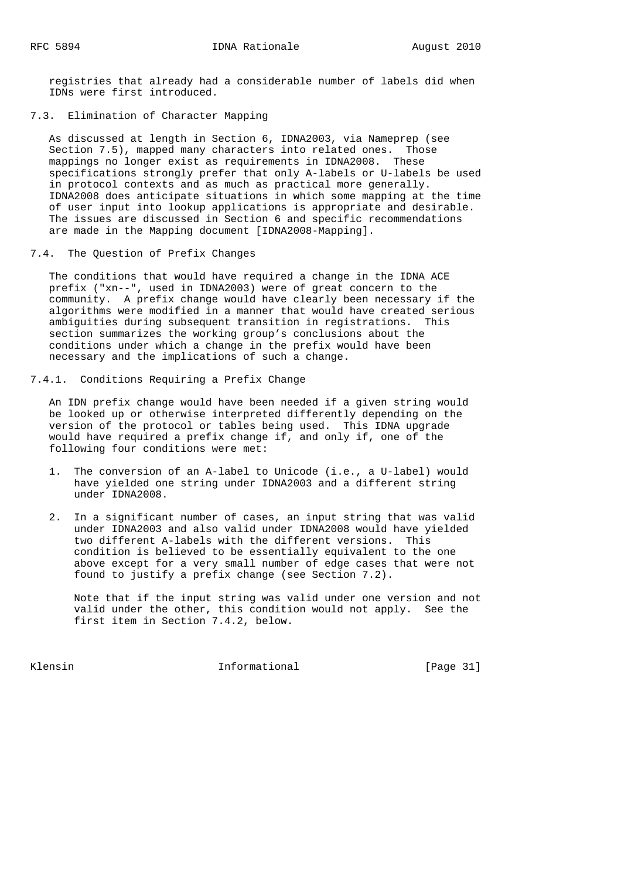registries that already had a considerable number of labels did when IDNs were first introduced.

### 7.3. Elimination of Character Mapping

As discussed at length in Section 6, IDNA2003, via Nameprep (see Section 7.5), mapped many characters into related ones. Those mappings no longer exist as requirements in IDNA2008. These specifications strongly prefer that only A-labels or U-labels be used in protocol contexts and as much as practical more generally. IDNA2008 does anticipate situations in which some mapping at the time of user input into lookup applications is appropriate and desirable. The issues are discussed in Section 6 and specific recommendations are made in the Mapping document [IDNA2008-Mapping].

### 7.4. The Question of Prefix Changes

The conditions that would have required a change in the IDNA ACE prefix ("xn--", used in IDNA2003) were of great concern to the community. A prefix change would have clearly been necessary if the algorithms were modified in a manner that would have created serious ambiguities during subsequent transition in registrations. This section summarizes the working group's conclusions about the conditions under which a change in the prefix would have been necessary and the implications of such a change.

#### 7.4.1. Conditions Requiring a Prefix Change

An IDN prefix change would have been needed if a given string would be looked up or otherwise interpreted differently depending on the version of the protocol or tables being used. This IDNA upgrade would have required a prefix change if, and only if, one of the following four conditions were met:

1. The conversion of an A-label to Unicode (i.e., a U-label) would have yielded one string under IDNA2003 and a different string under IDNA2008.

2. In a significant number of cases, an input string that was valid under IDNA2003 and also valid under IDNA2008 would have yielded two different A-labels with the different versions. This condition is believed to be essentially equivalent to the one above except for a very small number of edge cases that were not found to justify a prefix change (see Section 7.2).

   Note that if the input string was valid under one version and not valid under the other, this condition would not apply. See the first item in Section 7.4.2, below.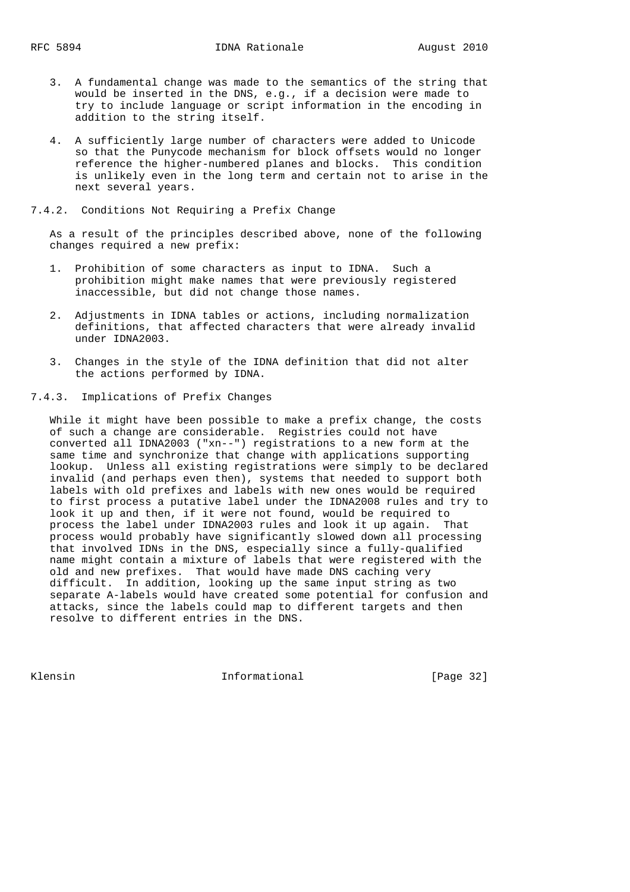3. A fundamental change was made to the semantics of the string that would be inserted in the DNS, e.g., if a decision were made to try to include language or script information in the encoding in addition to the string itself.

4. A sufficiently large number of characters were added to Unicode so that the Punycode mechanism for block offsets would no longer reference the higher-numbered planes and blocks. This condition is unlikely even in the long term and certain not to arise in the next several years.

### 7.4.2. Conditions Not Requiring a Prefix Change

As a result of the principles described above, none of the following changes required a new prefix:

1. Prohibition of some characters as input to IDNA. Such a prohibition might make names that were previously registered inaccessible, but did not change those names.

2. Adjustments in IDNA tables or actions, including normalization definitions, that affected characters that were already invalid under IDNA2003.

3. Changes in the style of the IDNA definition that did not alter the actions performed by IDNA.

### 7.4.3. Implications of Prefix Changes

While it might have been possible to make a prefix change, the costs of such a change are considerable. Registries could not have converted all IDNA2003 ("xn--") registrations to a new form at the same time and synchronize that change with applications supporting lookup. Unless all existing registrations were simply to be declared invalid (and perhaps even then), systems that needed to support both labels with old prefixes and labels with new ones would be required to first process a putative label under the IDNA2008 rules and try to look it up and then, if it were not found, would be required to process the label under IDNA2003 rules and look it up again. That process would probably have significantly slowed down all processing that involved IDNs in the DNS, especially since a fully-qualified name might contain a mixture of labels that were registered with the old and new prefixes. That would have made DNS caching very difficult. In addition, looking up the same input string as two separate A-labels would have created some potential for confusion and attacks, since the labels could map to different targets and then resolve to different entries in the DNS.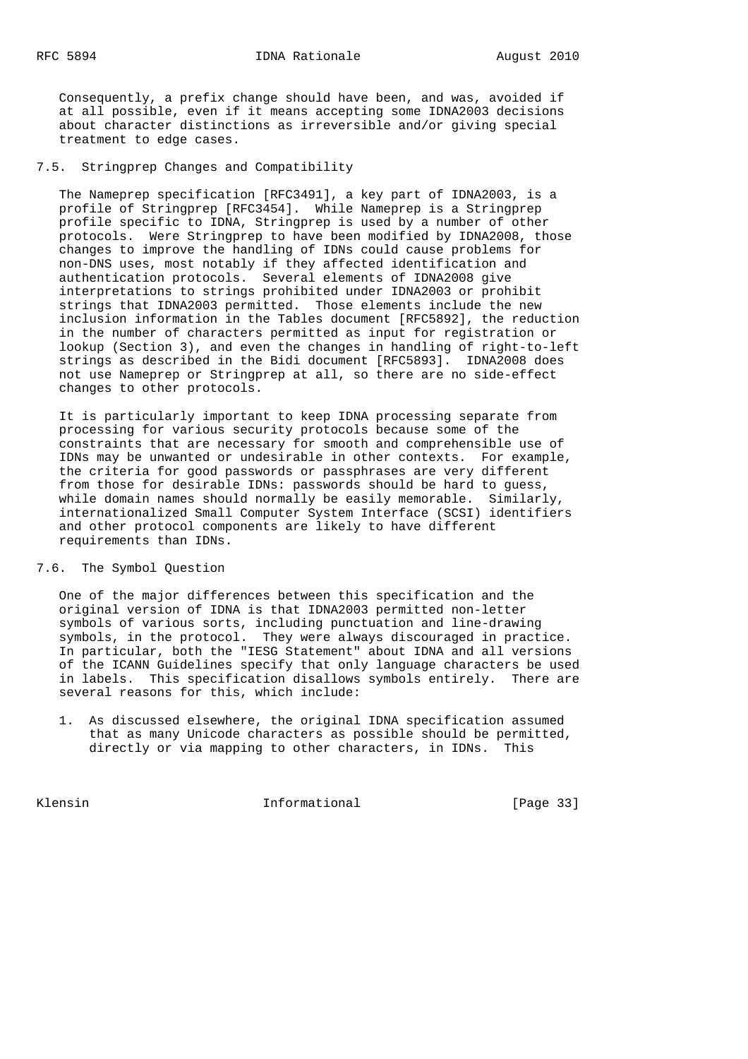Consequently, a prefix change should have been, and was, avoided if at all possible, even if it means accepting some IDNA2003 decisions about character distinctions as irreversible and/or giving special treatment to edge cases.

## 7.5. Stringprep Changes and Compatibility

The Nameprep specification [RFC3491], a key part of IDNA2003, is a profile of Stringprep [RFC3454]. While Nameprep is a Stringprep profile specific to IDNA, Stringprep is used by a number of other protocols. Were Stringprep to have been modified by IDNA2008, those changes to improve the handling of IDNs could cause problems for non-DNS uses, most notably if they affected identification and authentication protocols. Several elements of IDNA2008 give interpretations to strings prohibited under IDNA2003 or prohibit strings that IDNA2003 permitted. Those elements include the new inclusion information in the Tables document [RFC5892], the reduction in the number of characters permitted as input for registration or lookup (Section 3), and even the changes in handling of right-to-left strings as described in the Bidi document [RFC5893]. IDNA2008 does not use Nameprep or Stringprep at all, so there are no side-effect changes to other protocols.

It is particularly important to keep IDNA processing separate from processing for various security protocols because some of the constraints that are necessary for smooth and comprehensible use of IDNs may be unwanted or undesirable in other contexts. For example, the criteria for good passwords or passphrases are very different from those for desirable IDNs: passwords should be hard to guess, while domain names should normally be easily memorable. Similarly, internationalized Small Computer System Interface (SCSI) identifiers and other protocol components are likely to have different requirements than IDNs.

## 7.6. The Symbol Question

One of the major differences between this specification and the original version of IDNA is that IDNA2003 permitted non-letter symbols of various sorts, including punctuation and line-drawing symbols, in the protocol. They were always discouraged in practice. In particular, both the "IESG Statement" about IDNA and all versions of the ICANN Guidelines specify that only language characters be used in labels. This specification disallows symbols entirely. There are several reasons for this, which include:

1. As discussed elsewhere, the original IDNA specification assumed that as many Unicode characters as possible should be permitted, directly or via mapping to other characters, in IDNs. This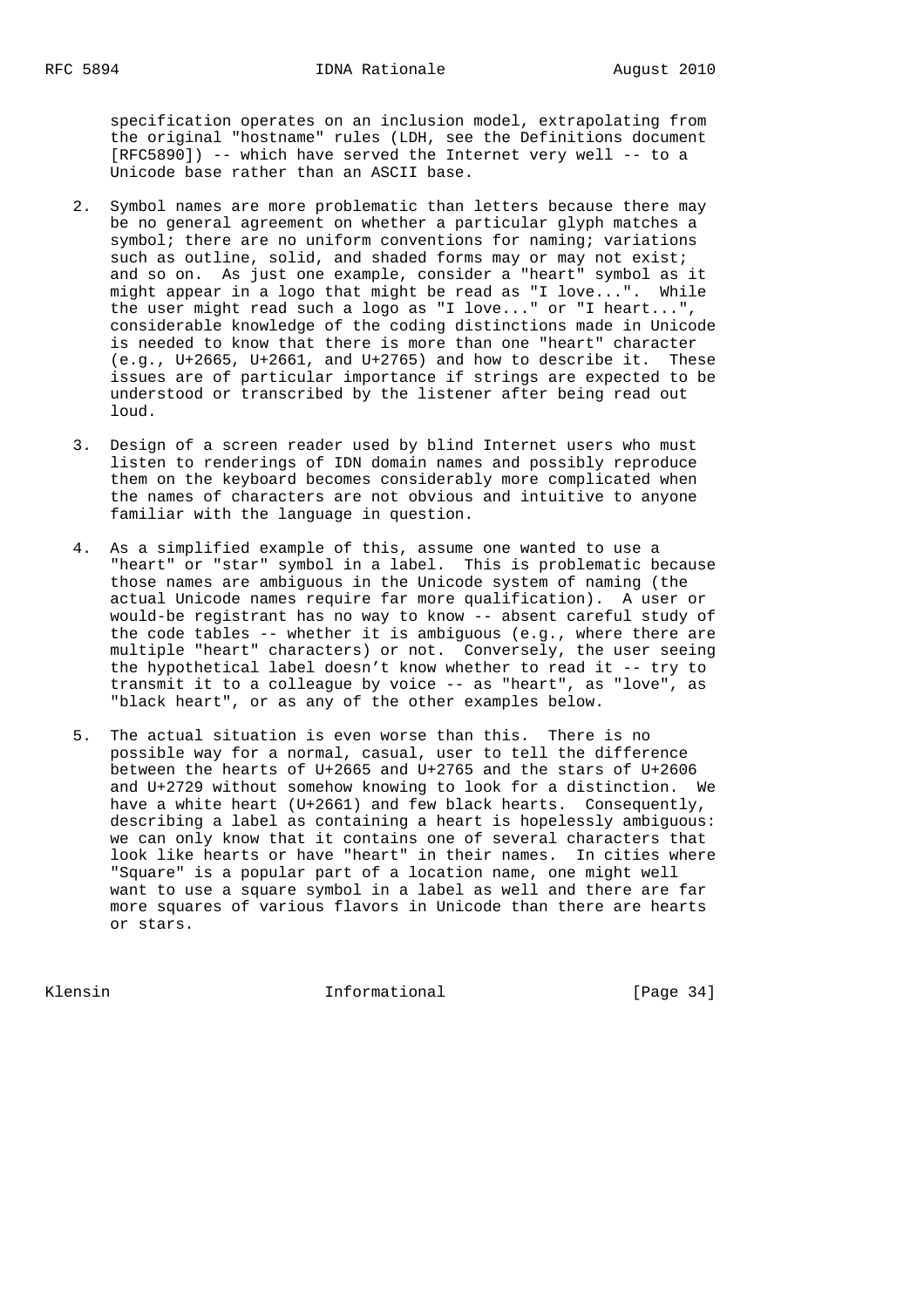specification operates on an inclusion model, extrapolating from the original "hostname" rules (LDH, see the Definitions document [RFC5890]) -- which have served the Internet very well -- to a Unicode base rather than an ASCII base.

2. Symbol names are more problematic than letters because there may be no general agreement on whether a particular glyph matches a symbol; there are no uniform conventions for naming; variations such as outline, solid, and shaded forms may or may not exist; and so on. As just one example, consider a "heart" symbol as it might appear in a logo that might be read as "I love...". While the user might read such a logo as "I love..." or "I heart...", considerable knowledge of the coding distinctions made in Unicode is needed to know that there is more than one "heart" character (e.g., U+2665, U+2661, and U+2765) and how to describe it. These issues are of particular importance if strings are expected to be understood or transcribed by the listener after being read out loud.

3. Design of a screen reader used by blind Internet users who must listen to renderings of IDN domain names and possibly reproduce them on the keyboard becomes considerably more complicated when the names of characters are not obvious and intuitive to anyone familiar with the language in question.

4. As a simplified example of this, assume one wanted to use a "heart" or "star" symbol in a label. This is problematic because those names are ambiguous in the Unicode system of naming (the actual Unicode names require far more qualification). A user or would-be registrant has no way to know -- absent careful study of the code tables -- whether it is ambiguous (e.g., where there are multiple "heart" characters) or not. Conversely, the user seeing the hypothetical label doesn't know whether to read it -- try to transmit it to a colleague by voice -- as "heart", as "love", as "black heart", or as any of the other examples below.

5. The actual situation is even worse than this. There is no possible way for a normal, casual, user to tell the difference between the hearts of U+2665 and U+2765 and the stars of U+2606 and U+2729 without somehow knowing to look for a distinction. We have a white heart (U+2661) and few black hearts. Consequently, describing a label as containing a heart is hopelessly ambiguous: we can only know that it contains one of several characters that look like hearts or have "heart" in their names. In cities where "Square" is a popular part of a location name, one might well want to use a square symbol in a label as well and there are far more squares of various flavors in Unicode than there are hearts or stars.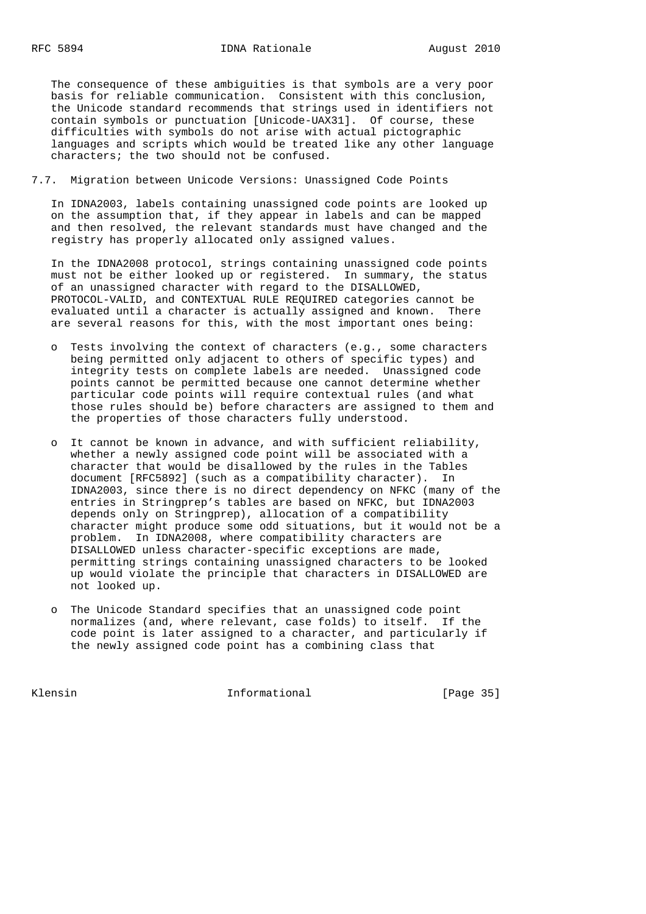The consequence of these ambiguities is that symbols are a very poor basis for reliable communication. Consistent with this conclusion, the Unicode standard recommends that strings used in identifiers not contain symbols or punctuation [Unicode-UAX31]. Of course, these difficulties with symbols do not arise with actual pictographic languages and scripts which would be treated like any other language characters; the two should not be confused.

## 7.7. Migration between Unicode Versions: Unassigned Code Points

In IDNA2003, labels containing unassigned code points are looked up on the assumption that, if they appear in labels and can be mapped and then resolved, the relevant standards must have changed and the registry has properly allocated only assigned values.

In the IDNA2008 protocol, strings containing unassigned code points must not be either looked up or registered. In summary, the status of an unassigned character with regard to the DISALLOWED, PROTOCOL-VALID, and CONTEXTUAL RULE REQUIRED categories cannot be evaluated until a character is actually assigned and known. There are several reasons for this, with the most important ones being:

- Tests involving the context of characters (e.g., some characters being permitted only adjacent to others of specific types) and integrity tests on complete labels are needed. Unassigned code points cannot be permitted because one cannot determine whether particular code points will require contextual rules (and what those rules should be) before characters are assigned to them and the properties of those characters fully understood.

- It cannot be known in advance, and with sufficient reliability, whether a newly assigned code point will be associated with a character that would be disallowed by the rules in the Tables document [RFC5892] (such as a compatibility character). In IDNA2003, since there is no direct dependency on NFKC (many of the entries in Stringprep's tables are based on NFKC, but IDNA2003 depends only on Stringprep), allocation of a compatibility character might produce some odd situations, but it would not be a problem. In IDNA2008, where compatibility characters are DISALLOWED unless character-specific exceptions are made, permitting strings containing unassigned characters to be looked up would violate the principle that characters in DISALLOWED are not looked up.

- The Unicode Standard specifies that an unassigned code point normalizes (and, where relevant, case folds) to itself. If the code point is later assigned to a character, and particularly if the newly assigned code point has a combining class that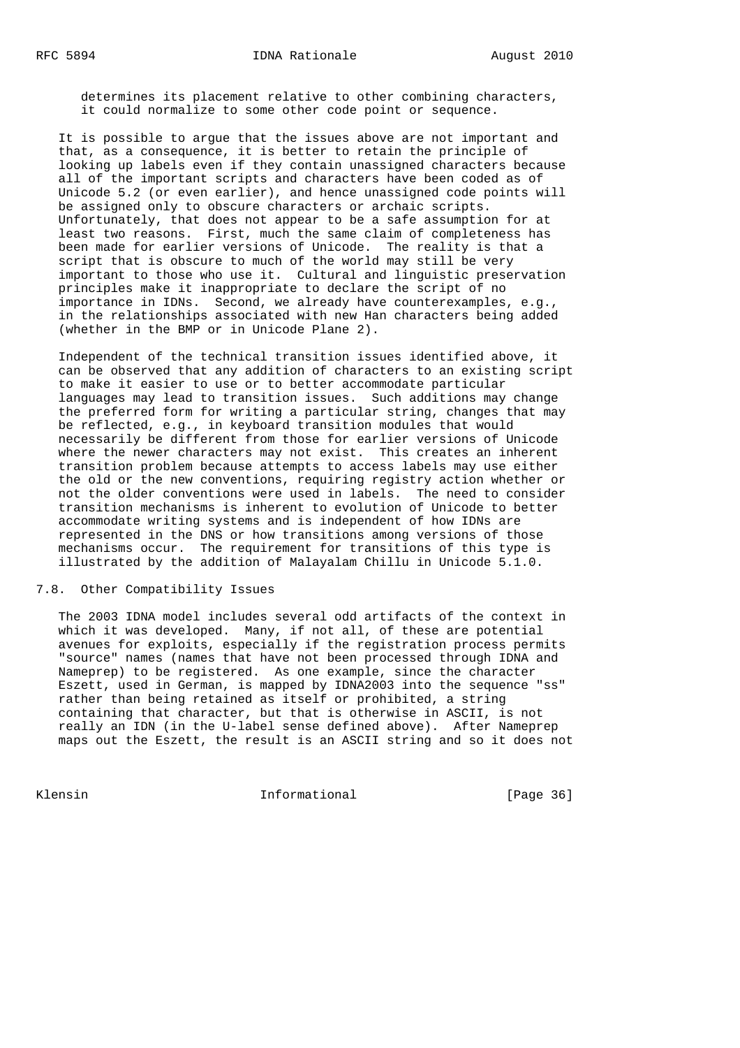determines its placement relative to other combining characters, it could normalize to some other code point or sequence.

It is possible to argue that the issues above are not important and that, as a consequence, it is better to retain the principle of looking up labels even if they contain unassigned characters because all of the important scripts and characters have been coded as of Unicode 5.2 (or even earlier), and hence unassigned code points will be assigned only to obscure characters or archaic scripts. Unfortunately, that does not appear to be a safe assumption for at least two reasons. First, much the same claim of completeness has been made for earlier versions of Unicode. The reality is that a script that is obscure to much of the world may still be very important to those who use it. Cultural and linguistic preservation principles make it inappropriate to declare the script of no importance in IDNs. Second, we already have counterexamples, e.g., in the relationships associated with new Han characters being added (whether in the BMP or in Unicode Plane 2).

Independent of the technical transition issues identified above, it can be observed that any addition of characters to an existing script to make it easier to use or to better accommodate particular languages may lead to transition issues. Such additions may change the preferred form for writing a particular string, changes that may be reflected, e.g., in keyboard transition modules that would necessarily be different from those for earlier versions of Unicode where the newer characters may not exist. This creates an inherent transition problem because attempts to access labels may use either the old or the new conventions, requiring registry action whether or not the older conventions were used in labels. The need to consider transition mechanisms is inherent to evolution of Unicode to better accommodate writing systems and is independent of how IDNs are represented in the DNS or how transitions among versions of those mechanisms occur. The requirement for transitions of this type is illustrated by the addition of Malayalam Chillu in Unicode 5.1.0.

## 7.8. Other Compatibility Issues

The 2003 IDNA model includes several odd artifacts of the context in which it was developed. Many, if not all, of these are potential avenues for exploits, especially if the registration process permits "source" names (names that have not been processed through IDNA and Nameprep) to be registered. As one example, since the character Eszett, used in German, is mapped by IDNA2003 into the sequence "ss" rather than being retained as itself or prohibited, a string containing that character, but that is otherwise in ASCII, is not really an IDN (in the U-label sense defined above). After Nameprep maps out the Eszett, the result is an ASCII string and so it does not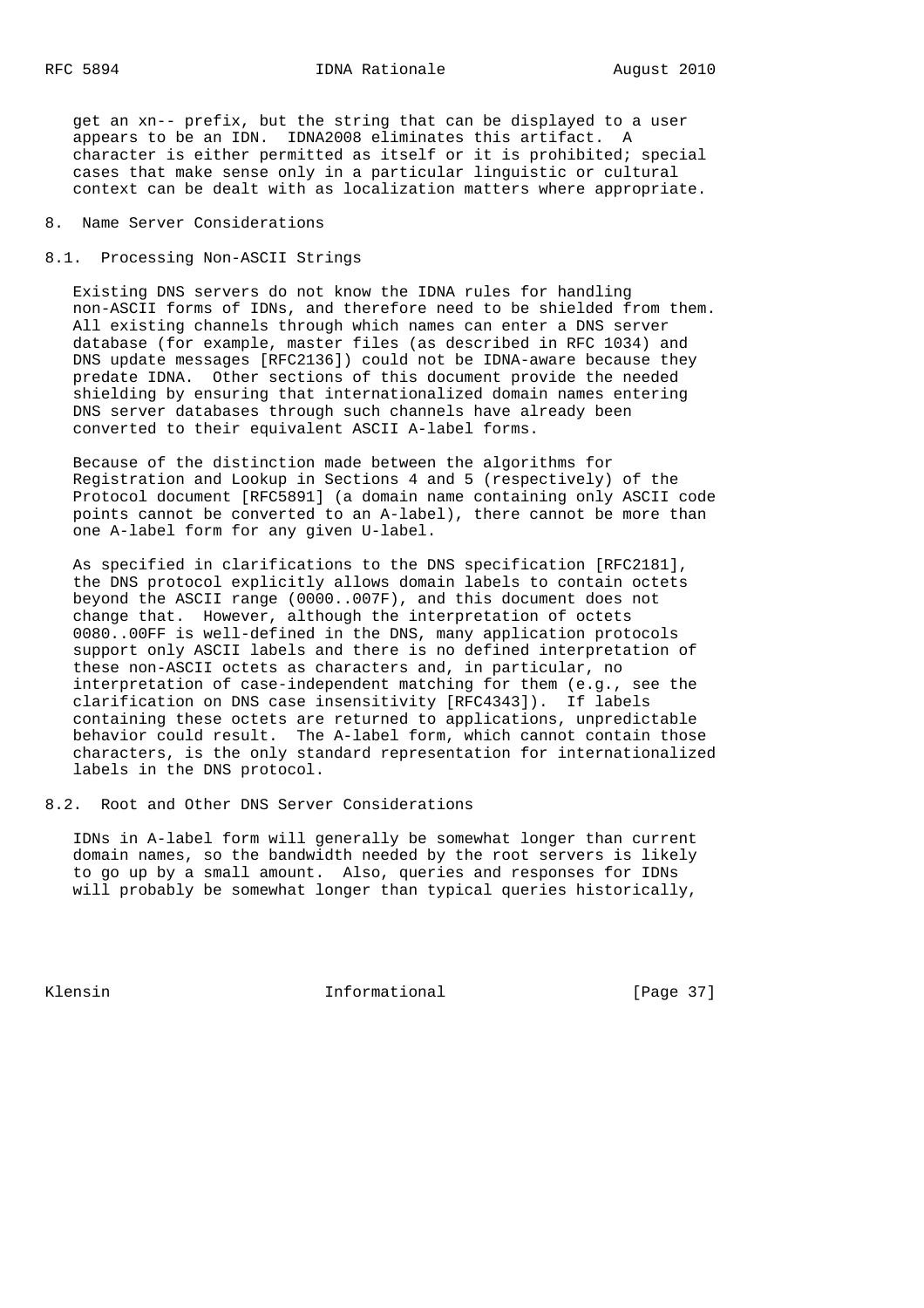get an xn-- prefix, but the string that can be displayed to a user appears to be an IDN. IDNA2008 eliminates this artifact. A character is either permitted as itself or it is prohibited; special cases that make sense only in a particular linguistic or cultural context can be dealt with as localization matters where appropriate.

## 8. Name Server Considerations

### 8.1. Processing Non-ASCII Strings

Existing DNS servers do not know the IDNA rules for handling non-ASCII forms of IDNs, and therefore need to be shielded from them. All existing channels through which names can enter a DNS server database (for example, master files (as described in RFC 1034) and DNS update messages [RFC2136]) could not be IDNA-aware because they predate IDNA. Other sections of this document provide the needed shielding by ensuring that internationalized domain names entering DNS server databases through such channels have already been converted to their equivalent ASCII A-label forms.

Because of the distinction made between the algorithms for Registration and Lookup in Sections 4 and 5 (respectively) of the Protocol document [RFC5891] (a domain name containing only ASCII code points cannot be converted to an A-label), there cannot be more than one A-label form for any given U-label.

As specified in clarifications to the DNS specification [RFC2181], the DNS protocol explicitly allows domain labels to contain octets beyond the ASCII range (0000..007F), and this document does not change that. However, although the interpretation of octets 0080..00FF is well-defined in the DNS, many application protocols support only ASCII labels and there is no defined interpretation of these non-ASCII octets as characters and, in particular, no interpretation of case-independent matching for them (e.g., see the clarification on DNS case insensitivity [RFC4343]). If labels containing these octets are returned to applications, unpredictable behavior could result. The A-label form, which cannot contain those characters, is the only standard representation for internationalized labels in the DNS protocol.

### 8.2. Root and Other DNS Server Considerations

IDNs in A-label form will generally be somewhat longer than current domain names, so the bandwidth needed by the root servers is likely to go up by a small amount. Also, queries and responses for IDNs will probably be somewhat longer than typical queries historically,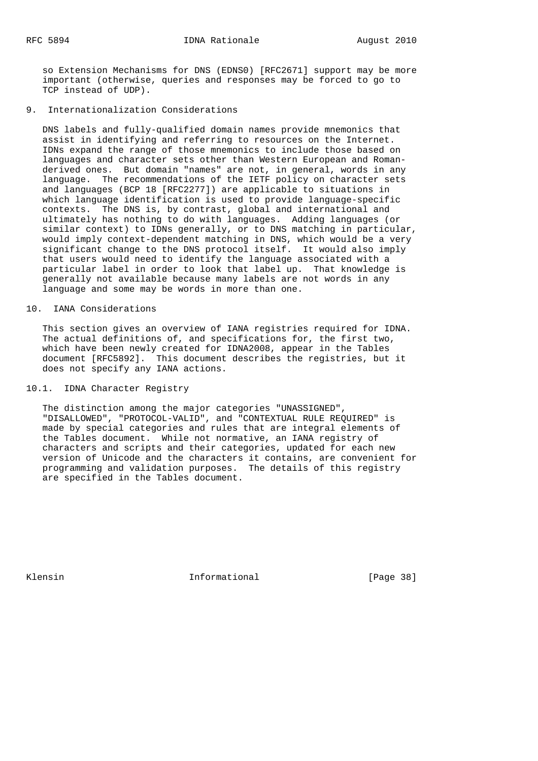so Extension Mechanisms for DNS (EDNS0) [RFC2671] support may be more important (otherwise, queries and responses may be forced to go to TCP instead of UDP).

## 9. Internationalization Considerations

DNS labels and fully-qualified domain names provide mnemonics that assist in identifying and referring to resources on the Internet. IDNs expand the range of those mnemonics to include those based on languages and character sets other than Western European and Roman-derived ones. But domain "names" are not, in general, words in any language. The recommendations of the IETF policy on character sets and languages (BCP 18 [RFC2277]) are applicable to situations in which language identification is used to provide language-specific contexts. The DNS is, by contrast, global and international and ultimately has nothing to do with languages. Adding languages (or similar context) to IDNs generally, or to DNS matching in particular, would imply context-dependent matching in DNS, which would be a very significant change to the DNS protocol itself. It would also imply that users would need to identify the language associated with a particular label in order to look that label up. That knowledge is generally not available because many labels are not words in any language and some may be words in more than one.

## 10. IANA Considerations

This section gives an overview of IANA registries required for IDNA. The actual definitions of, and specifications for, the first two, which have been newly created for IDNA2008, appear in the Tables document [RFC5892]. This document describes the registries, but it does not specify any IANA actions.

### 10.1. IDNA Character Registry

The distinction among the major categories "UNASSIGNED", "DISALLOWED", "PROTOCOL-VALID", and "CONTEXTUAL RULE REQUIRED" is made by special categories and rules that are integral elements of the Tables document. While not normative, an IANA registry of characters and scripts and their categories, updated for each new version of Unicode and the characters it contains, are convenient for programming and validation purposes. The details of this registry are specified in the Tables document.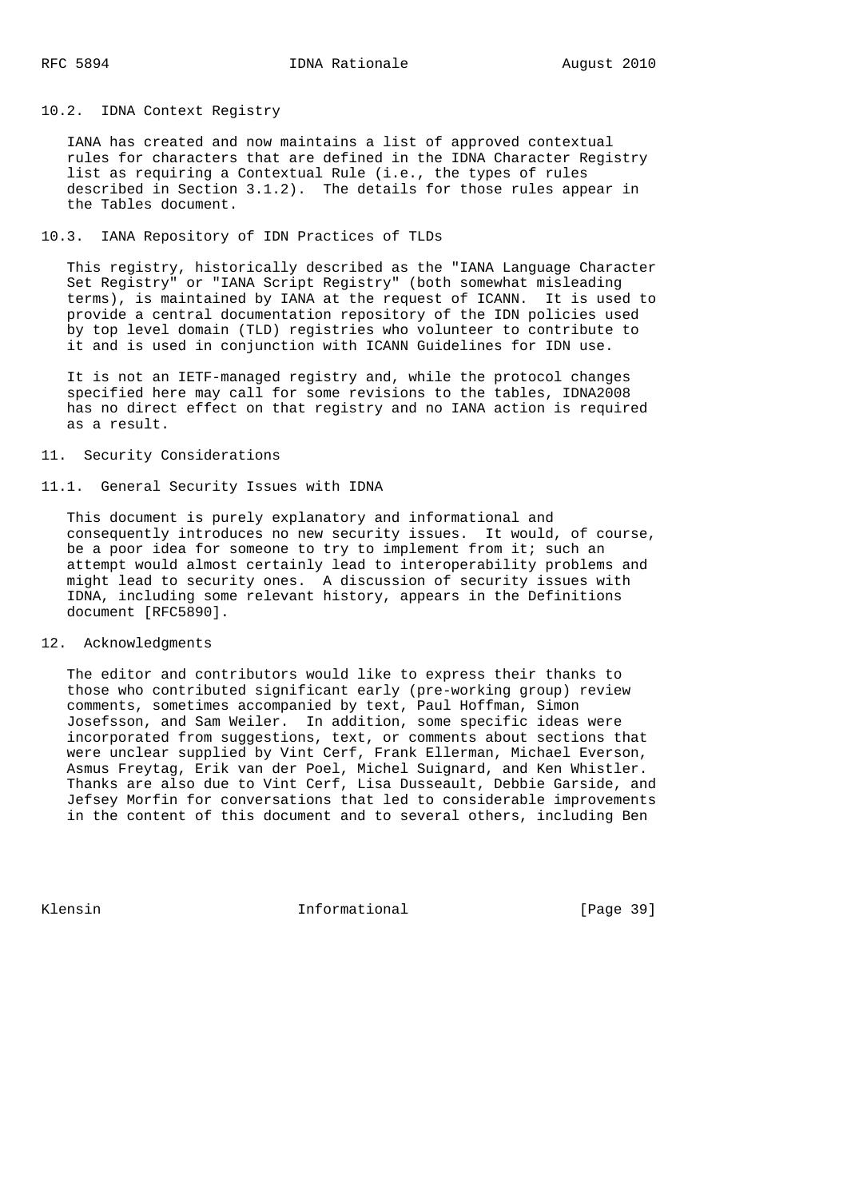### 10.2. IDNA Context Registry

IANA has created and now maintains a list of approved contextual rules for characters that are defined in the IDNA Character Registry list as requiring a Contextual Rule (i.e., the types of rules described in Section 3.1.2). The details for those rules appear in the Tables document.

### 10.3. IANA Repository of IDN Practices of TLDs

This registry, historically described as the "IANA Language Character Set Registry" or "IANA Script Registry" (both somewhat misleading terms), is maintained by IANA at the request of ICANN. It is used to provide a central documentation repository of the IDN policies used by top level domain (TLD) registries who volunteer to contribute to it and is used in conjunction with ICANN Guidelines for IDN use.

It is not an IETF-managed registry and, while the protocol changes specified here may call for some revisions to the tables, IDNA2008 has no direct effect on that registry and no IANA action is required as a result.

## 11. Security Considerations

### 11.1. General Security Issues with IDNA

This document is purely explanatory and informational and consequently introduces no new security issues. It would, of course, be a poor idea for someone to try to implement from it; such an attempt would almost certainly lead to interoperability problems and might lead to security ones. A discussion of security issues with IDNA, including some relevant history, appears in the Definitions document [RFC5890].

## 12. Acknowledgments

The editor and contributors would like to express their thanks to those who contributed significant early (pre-working group) review comments, sometimes accompanied by text, Paul Hoffman, Simon Josefsson, and Sam Weiler. In addition, some specific ideas were incorporated from suggestions, text, or comments about sections that were unclear supplied by Vint Cerf, Frank Ellerman, Michael Everson, Asmus Freytag, Erik van der Poel, Michel Suignard, and Ken Whistler. Thanks are also due to Vint Cerf, Lisa Dusseault, Debbie Garside, and Jefsey Morfin for conversations that led to considerable improvements in the content of this document and to several others, including Ben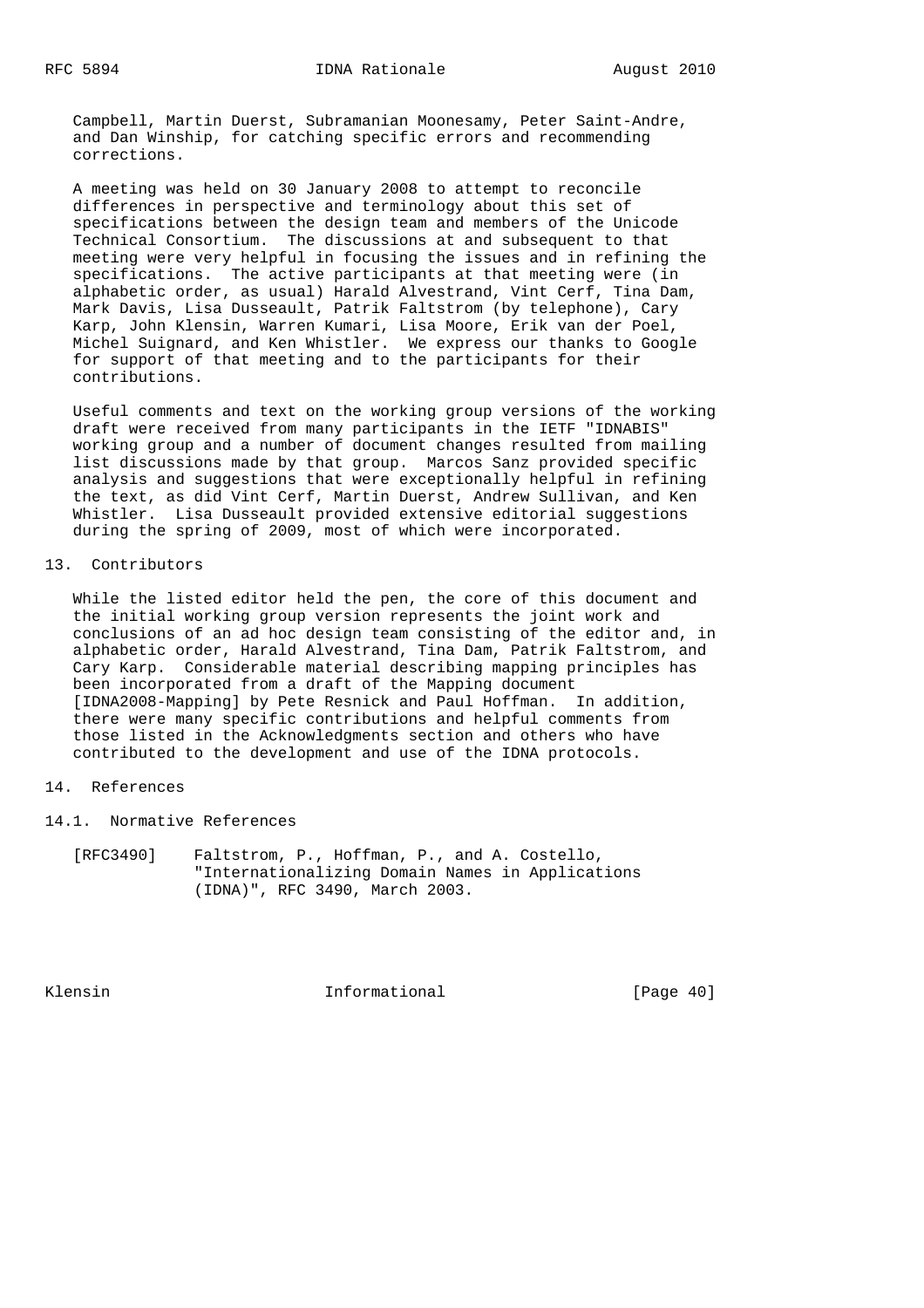Campbell, Martin Duerst, Subramanian Moonesamy, Peter Saint-Andre, and Dan Winship, for catching specific errors and recommending corrections.

A meeting was held on 30 January 2008 to attempt to reconcile differences in perspective and terminology about this set of specifications between the design team and members of the Unicode Technical Consortium. The discussions at and subsequent to that meeting were very helpful in focusing the issues and in refining the specifications. The active participants at that meeting were (in alphabetic order, as usual) Harald Alvestrand, Vint Cerf, Tina Dam, Mark Davis, Lisa Dusseault, Patrik Faltstrom (by telephone), Cary Karp, John Klensin, Warren Kumari, Lisa Moore, Erik van der Poel, Michel Suignard, and Ken Whistler. We express our thanks to Google for support of that meeting and to the participants for their contributions.

Useful comments and text on the working group versions of the working draft were received from many participants in the IETF "IDNABIS" working group and a number of document changes resulted from mailing list discussions made by that group. Marcos Sanz provided specific analysis and suggestions that were exceptionally helpful in refining the text, as did Vint Cerf, Martin Duerst, Andrew Sullivan, and Ken Whistler. Lisa Dusseault provided extensive editorial suggestions during the spring of 2009, most of which were incorporated.

## 13. Contributors

While the listed editor held the pen, the core of this document and the initial working group version represents the joint work and conclusions of an ad hoc design team consisting of the editor and, in alphabetic order, Harald Alvestrand, Tina Dam, Patrik Faltstrom, and Cary Karp. Considerable material describing mapping principles has been incorporated from a draft of the Mapping document [IDNA2008-Mapping] by Pete Resnick and Paul Hoffman. In addition, there were many specific contributions and helpful comments from those listed in the Acknowledgments section and others who have contributed to the development and use of the IDNA protocols.

## 14. References

### 14.1. Normative References

[RFC3490] Faltstrom, P., Hoffman, P., and A. Costello, "Internationalizing Domain Names in Applications (IDNA)", RFC 3490, March 2003.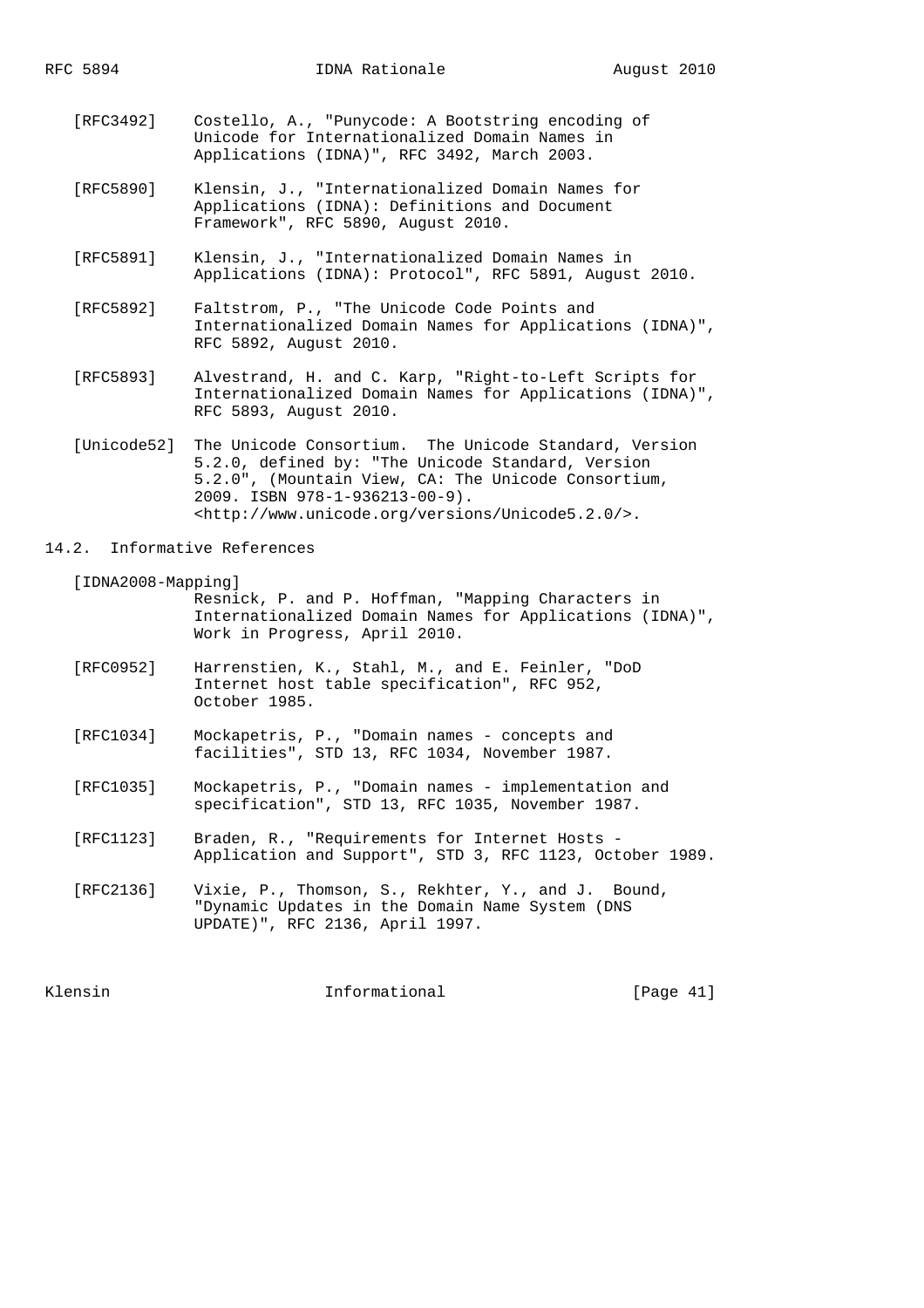[RFC3492] Costello, A., "Punycode: A Bootstring encoding of Unicode for Internationalized Domain Names in Applications (IDNA)", RFC 3492, March 2003.

[RFC5890] Klensin, J., "Internationalized Domain Names for Applications (IDNA): Definitions and Document Framework", RFC 5890, August 2010.

[RFC5891] Klensin, J., "Internationalized Domain Names in Applications (IDNA): Protocol", RFC 5891, August 2010.

[RFC5892] Faltstrom, P., "The Unicode Code Points and Internationalized Domain Names for Applications (IDNA)", RFC 5892, August 2010.

[RFC5893] Alvestrand, H. and C. Karp, "Right-to-Left Scripts for Internationalized Domain Names for Applications (IDNA)", RFC 5893, August 2010.

[Unicode52] The Unicode Consortium. The Unicode Standard, Version 5.2.0, defined by: "The Unicode Standard, Version 5.2.0", (Mountain View, CA: The Unicode Consortium, 2009. ISBN 978-1-936213-00-9). <http://www.unicode.org/versions/Unicode5.2.0/>.

### 14.2. Informative References

[IDNA2008-Mapping] Resnick, P. and P. Hoffman, "Mapping Characters in Internationalized Domain Names for Applications (IDNA)", Work in Progress, April 2010.

[RFC0952] Harrenstien, K., Stahl, M., and E. Feinler, "DoD Internet host table specification", RFC 952, October 1985.

[RFC1034] Mockapetris, P., "Domain names - concepts and facilities", STD 13, RFC 1034, November 1987.

[RFC1035] Mockapetris, P., "Domain names - implementation and specification", STD 13, RFC 1035, November 1987.

[RFC1123] Braden, R., "Requirements for Internet Hosts - Application and Support", STD 3, RFC 1123, October 1989.

[RFC2136] Vixie, P., Thomson, S., Rekhter, Y., and J. Bound, "Dynamic Updates in the Domain Name System (DNS UPDATE)", RFC 2136, April 1997.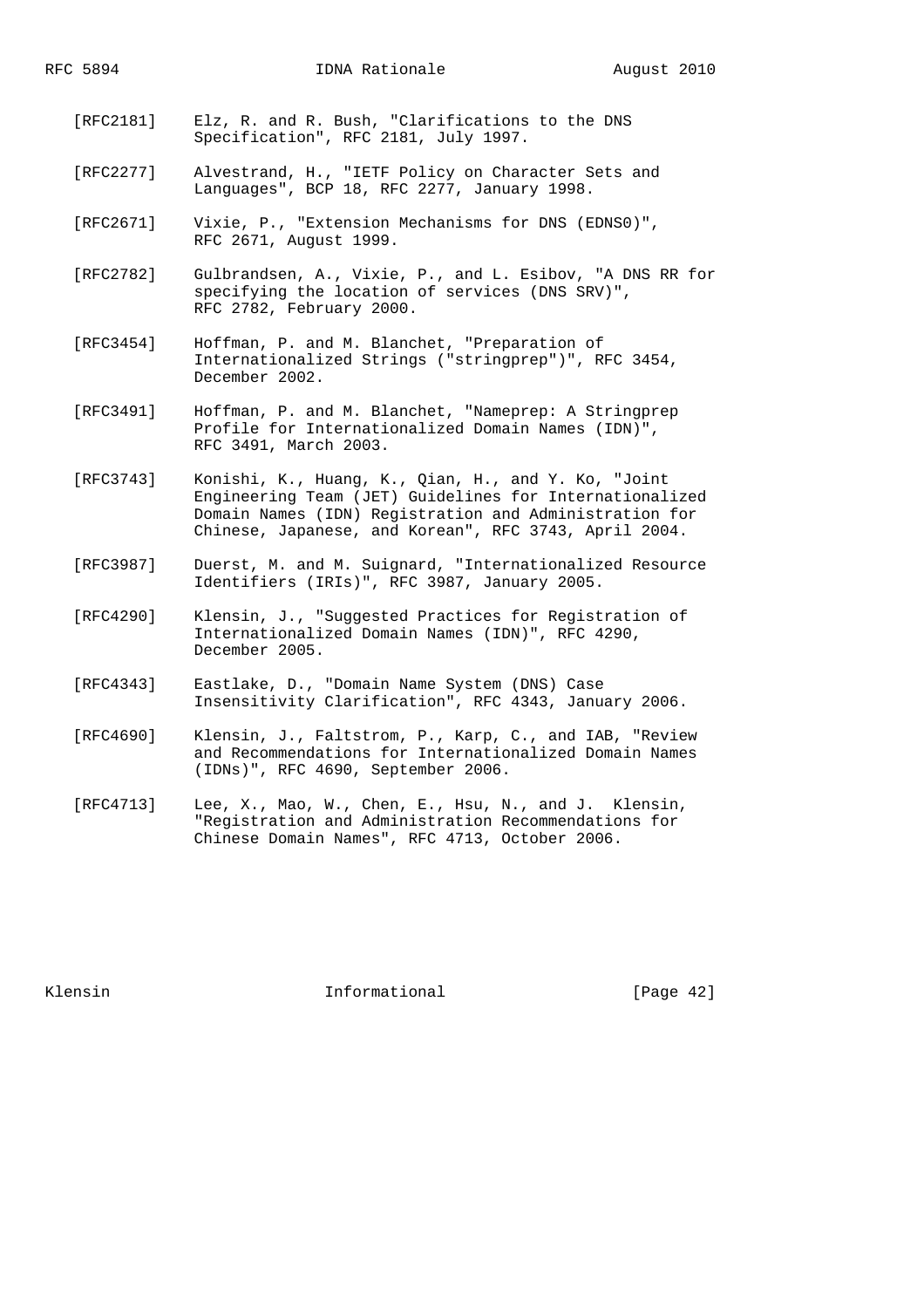[RFC2181] Elz, R. and R. Bush, "Clarifications to the DNS Specification", RFC 2181, July 1997.

[RFC2277] Alvestrand, H., "IETF Policy on Character Sets and Languages", BCP 18, RFC 2277, January 1998.

[RFC2671] Vixie, P., "Extension Mechanisms for DNS (EDNS0)", RFC 2671, August 1999.

[RFC2782] Gulbrandsen, A., Vixie, P., and L. Esibov, "A DNS RR for specifying the location of services (DNS SRV)", RFC 2782, February 2000.

[RFC3454] Hoffman, P. and M. Blanchet, "Preparation of Internationalized Strings ("stringprep")", RFC 3454, December 2002.

[RFC3491] Hoffman, P. and M. Blanchet, "Nameprep: A Stringprep Profile for Internationalized Domain Names (IDN)", RFC 3491, March 2003.

[RFC3743] Konishi, K., Huang, K., Qian, H., and Y. Ko, "Joint Engineering Team (JET) Guidelines for Internationalized Domain Names (IDN) Registration and Administration for Chinese, Japanese, and Korean", RFC 3743, April 2004.

[RFC3987] Duerst, M. and M. Suignard, "Internationalized Resource Identifiers (IRIs)", RFC 3987, January 2005.

[RFC4290] Klensin, J., "Suggested Practices for Registration of Internationalized Domain Names (IDN)", RFC 4290, December 2005.

[RFC4343] Eastlake, D., "Domain Name System (DNS) Case Insensitivity Clarification", RFC 4343, January 2006.

[RFC4690] Klensin, J., Faltstrom, P., Karp, C., and IAB, "Review and Recommendations for Internationalized Domain Names (IDNs)", RFC 4690, September 2006.

[RFC4713] Lee, X., Mao, W., Chen, E., Hsu, N., and J. Klensin, "Registration and Administration Recommendations for Chinese Domain Names", RFC 4713, October 2006.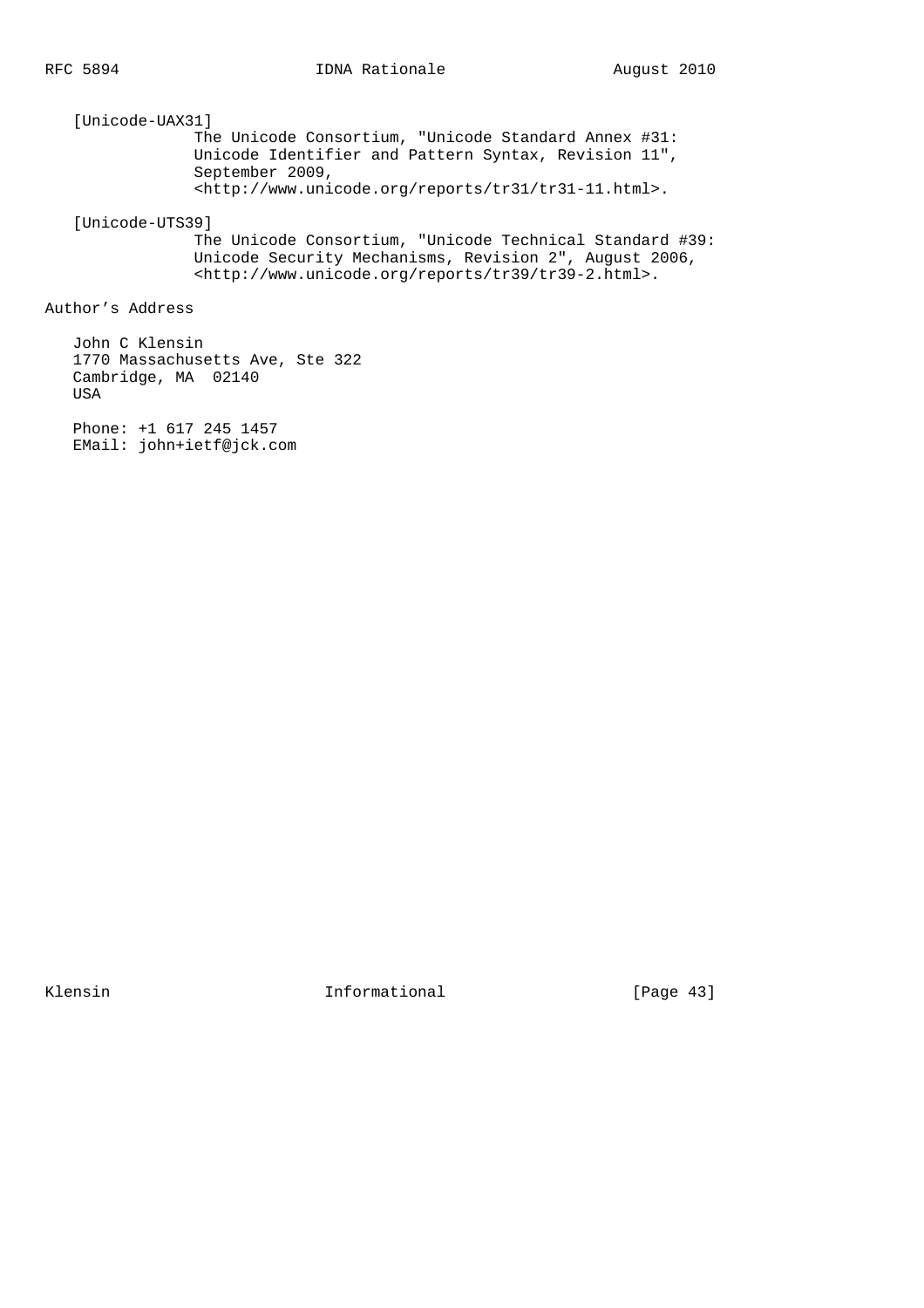[Unicode-UAX31]
The Unicode Consortium, "Unicode Standard Annex #31: Unicode Identifier and Pattern Syntax, Revision 11", September 2009, <http://www.unicode.org/reports/tr31/tr31-11.html>.

[Unicode-UTS39]
The Unicode Consortium, "Unicode Technical Standard #39: Unicode Security Mechanisms, Revision 2", August 2006, <http://www.unicode.org/reports/tr39/tr39-2.html>.

## Author's Address

John C Klensin
1770 Massachusetts Ave, Ste 322
Cambridge, MA 02140
USA

Phone: +1 617 245 1457
EMail: john+ietf@jck.com